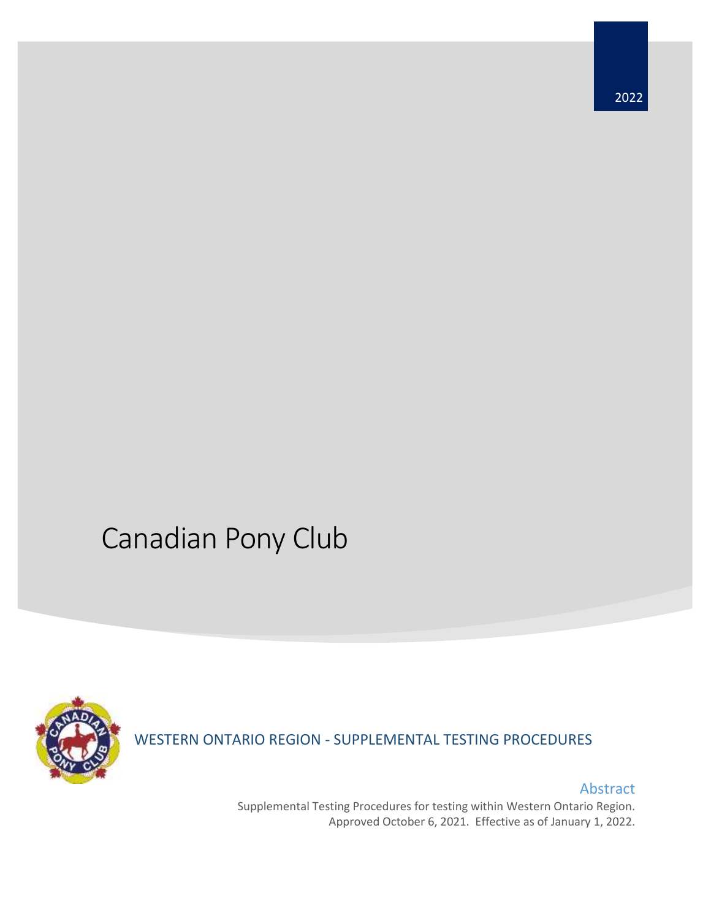2022

# Canadian Pony Club

## WESTERN ONTARIO REGION - SUPPLEMENTAL TESTING PROCEDURES

### Abstract

Supplemental Testing Procedures for testing within Western Ontario Region. Approved October 6, 2021. Effective as of January 1, 2022.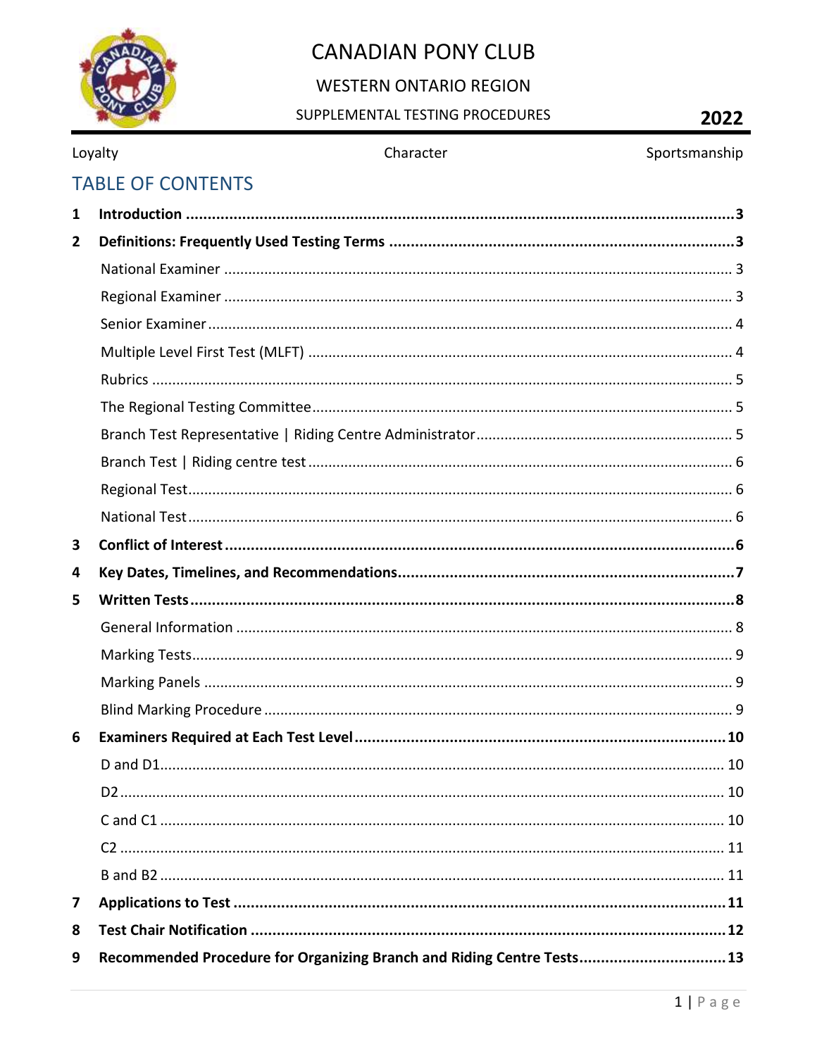# CANADIAN PONY CLUB

## WESTERN ONTARIO REGION

SUPPLEMENTAL TESTING PROCEDURES

**2022**

Loyalty — Character — Sportsmanship

## TABLE OF CONTENTS

**1 Introduction ............ 3**

**2 Definitions: Frequently Used Testing Terms ............ 3**

- National Examiner ............ 3
- Regional Examiner ............ 3
- Senior Examiner ............ 4
- Multiple Level First Test (MLFT) ............ 4
- Rubrics ............ 5
- The Regional Testing Committee ............ 5
- Branch Test Representative | Riding Centre Administrator ............ 5
- Branch Test | Riding centre test ............ 6
- Regional Test ............ 6
- National Test ............ 6

**3 Conflict of Interest ............ 6**

**4 Key Dates, Timelines, and Recommendations ............ 7**

**5 Written Tests ............ 8**

- General Information ............ 8
- Marking Tests ............ 9
- Marking Panels ............ 9
- Blind Marking Procedure ............ 9

**6 Examiners Required at Each Test Level ............ 10**

- D and D1 ............ 10
- D2 ............ 10
- C and C1 ............ 10
- C2 ............ 11
- B and B2 ............ 11

**7 Applications to Test ............ 11**

**8 Test Chair Notification ............ 12**

**9 Recommended Procedure for Organizing Branch and Riding Centre Tests ............ 13**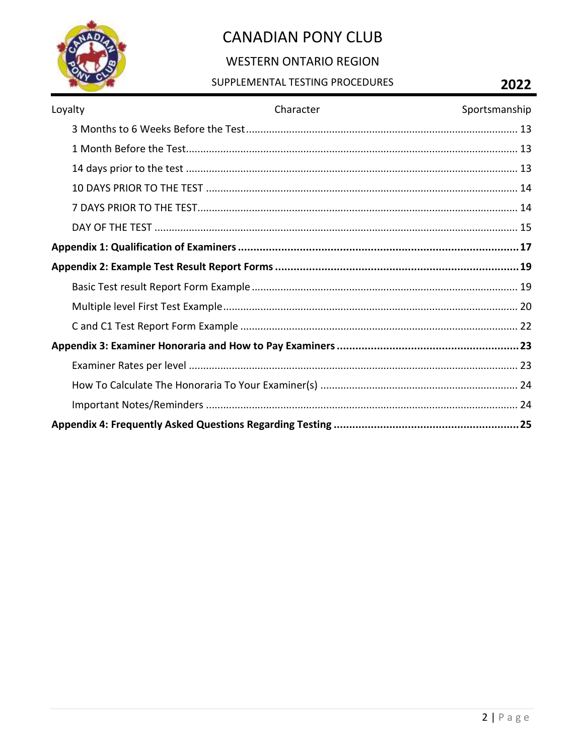- 3 Months to 6 Weeks Before the Test ........ 13
- 1 Month Before the Test ........ 13
- 14 days prior to the test ........ 13
- 10 DAYS PRIOR TO THE TEST ........ 14
- 7 DAYS PRIOR TO THE TEST ........ 14
- DAY OF THE TEST ........ 15

**Appendix 1: Qualification of Examiners ........ 17**

**Appendix 2: Example Test Result Report Forms ........ 19**

- Basic Test result Report Form Example ........ 19
- Multiple level First Test Example ........ 20
- C and C1 Test Report Form Example ........ 22

**Appendix 3: Examiner Honoraria and How to Pay Examiners ........ 23**

- Examiner Rates per level ........ 23
- How To Calculate The Honoraria To Your Examiner(s) ........ 24
- Important Notes/Reminders ........ 24

**Appendix 4: Frequently Asked Questions Regarding Testing ........ 25**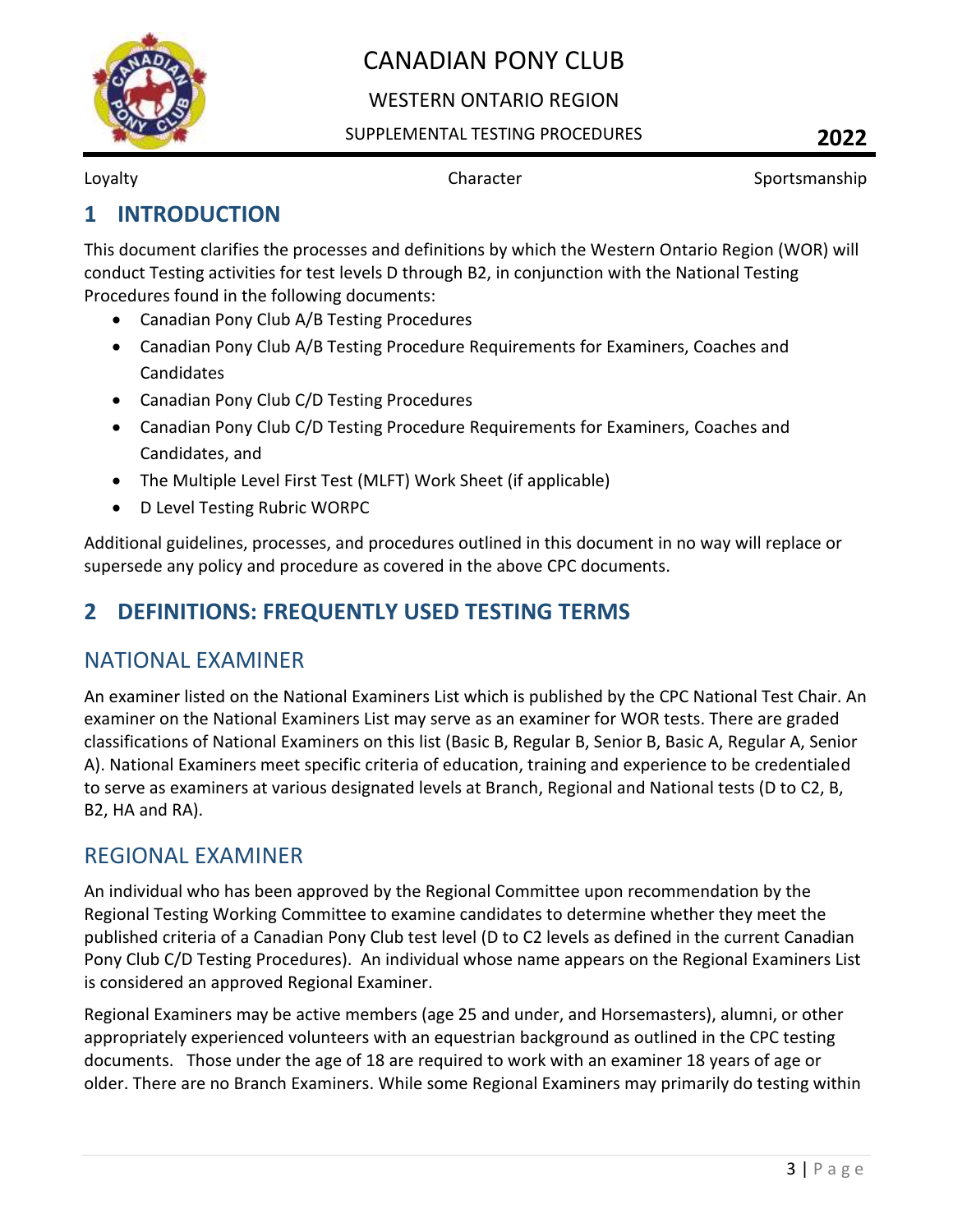## 1 INTRODUCTION

This document clarifies the processes and definitions by which the Western Ontario Region (WOR) will conduct Testing activities for test levels D through B2, in conjunction with the National Testing Procedures found in the following documents:

- Canadian Pony Club A/B Testing Procedures
- Canadian Pony Club A/B Testing Procedure Requirements for Examiners, Coaches and Candidates
- Canadian Pony Club C/D Testing Procedures
- Canadian Pony Club C/D Testing Procedure Requirements for Examiners, Coaches and Candidates, and
- The Multiple Level First Test (MLFT) Work Sheet (if applicable)
- D Level Testing Rubric WORPC

Additional guidelines, processes, and procedures outlined in this document in no way will replace or supersede any policy and procedure as covered in the above CPC documents.

## 2 DEFINITIONS: FREQUENTLY USED TESTING TERMS

### NATIONAL EXAMINER

An examiner listed on the National Examiners List which is published by the CPC National Test Chair. An examiner on the National Examiners List may serve as an examiner for WOR tests. There are graded classifications of National Examiners on this list (Basic B, Regular B, Senior B, Basic A, Regular A, Senior A). National Examiners meet specific criteria of education, training and experience to be credentialed to serve as examiners at various designated levels at Branch, Regional and National tests (D to C2, B, B2, HA and RA).

### REGIONAL EXAMINER

An individual who has been approved by the Regional Committee upon recommendation by the Regional Testing Working Committee to examine candidates to determine whether they meet the published criteria of a Canadian Pony Club test level (D to C2 levels as defined in the current Canadian Pony Club C/D Testing Procedures). An individual whose name appears on the Regional Examiners List is considered an approved Regional Examiner.

Regional Examiners may be active members (age 25 and under, and Horsemasters), alumni, or other appropriately experienced volunteers with an equestrian background as outlined in the CPC testing documents. Those under the age of 18 are required to work with an examiner 18 years of age or older. There are no Branch Examiners. While some Regional Examiners may primarily do testing within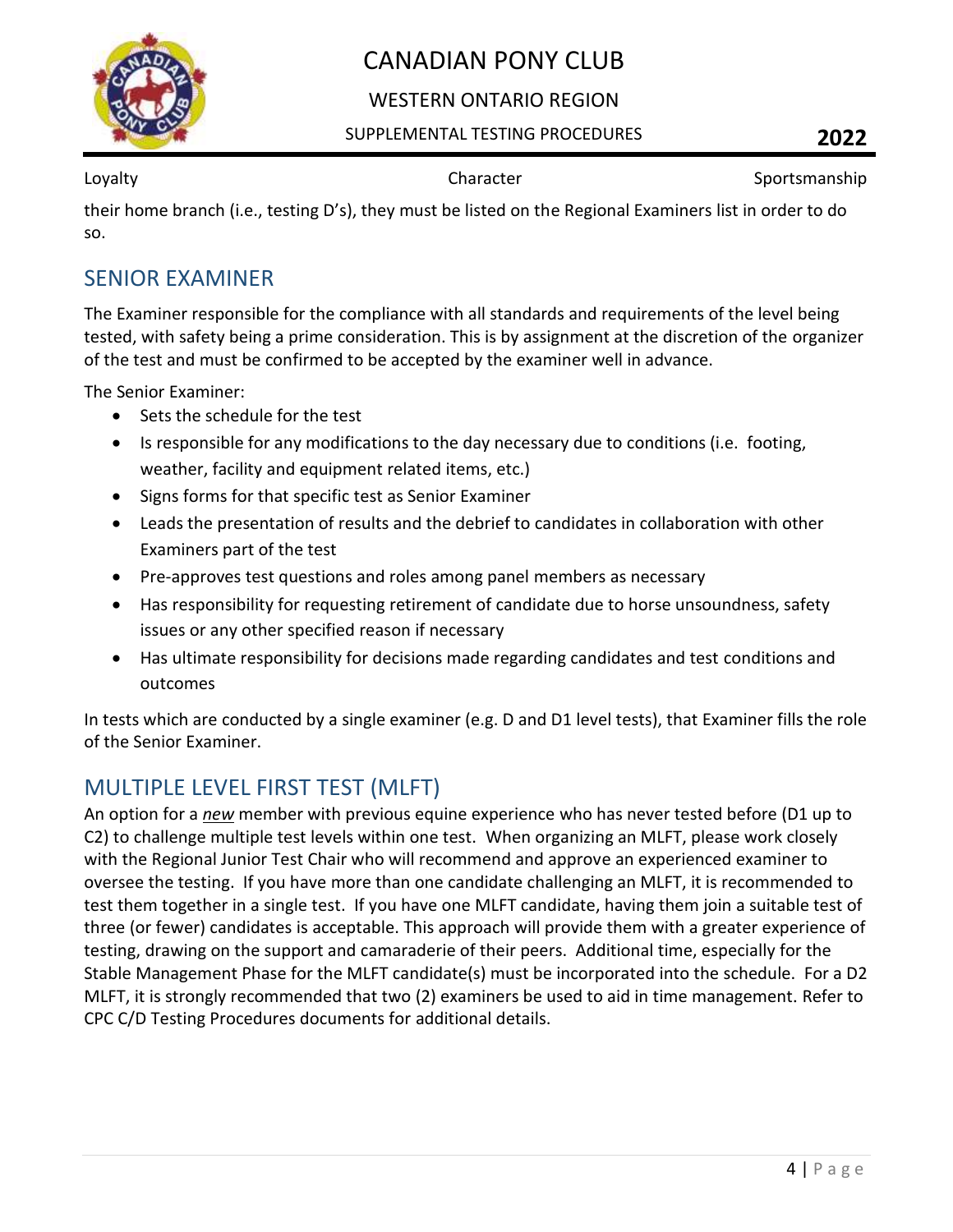their home branch (i.e., testing D's), they must be listed on the Regional Examiners list in order to do so.

## SENIOR EXAMINER

The Examiner responsible for the compliance with all standards and requirements of the level being tested, with safety being a prime consideration. This is by assignment at the discretion of the organizer of the test and must be confirmed to be accepted by the examiner well in advance.

The Senior Examiner:

- Sets the schedule for the test
- Is responsible for any modifications to the day necessary due to conditions (i.e. footing, weather, facility and equipment related items, etc.)
- Signs forms for that specific test as Senior Examiner
- Leads the presentation of results and the debrief to candidates in collaboration with other Examiners part of the test
- Pre-approves test questions and roles among panel members as necessary
- Has responsibility for requesting retirement of candidate due to horse unsoundness, safety issues or any other specified reason if necessary
- Has ultimate responsibility for decisions made regarding candidates and test conditions and outcomes

In tests which are conducted by a single examiner (e.g. D and D1 level tests), that Examiner fills the role of the Senior Examiner.

## MULTIPLE LEVEL FIRST TEST (MLFT)

An option for a ***new*** member with previous equine experience who has never tested before (D1 up to C2) to challenge multiple test levels within one test. When organizing an MLFT, please work closely with the Regional Junior Test Chair who will recommend and approve an experienced examiner to oversee the testing. If you have more than one candidate challenging an MLFT, it is recommended to test them together in a single test. If you have one MLFT candidate, having them join a suitable test of three (or fewer) candidates is acceptable. This approach will provide them with a greater experience of testing, drawing on the support and camaraderie of their peers. Additional time, especially for the Stable Management Phase for the MLFT candidate(s) must be incorporated into the schedule. For a D2 MLFT, it is strongly recommended that two (2) examiners be used to aid in time management. Refer to CPC C/D Testing Procedures documents for additional details.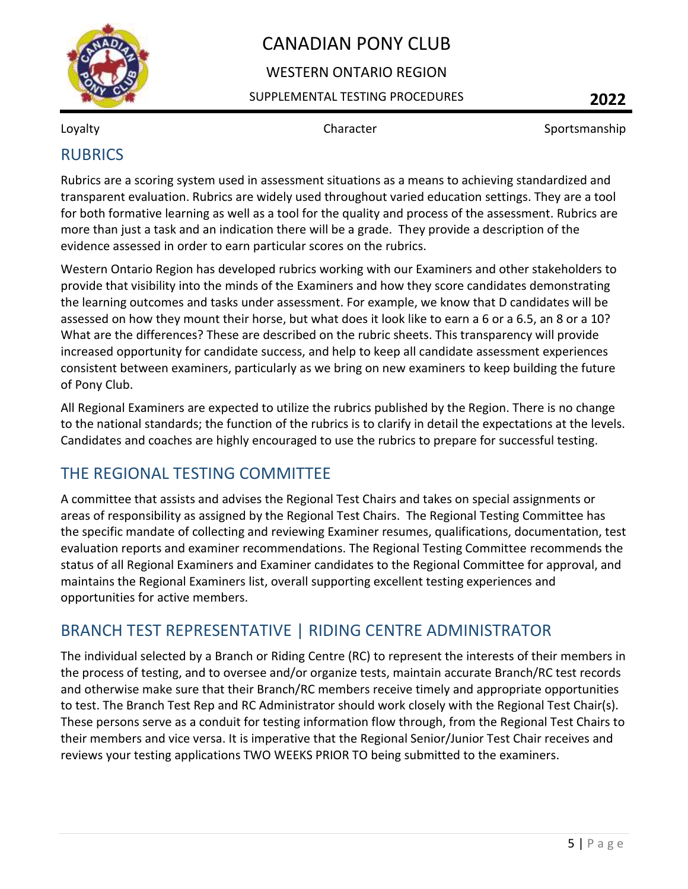## RUBRICS

Rubrics are a scoring system used in assessment situations as a means to achieving standardized and transparent evaluation. Rubrics are widely used throughout varied education settings. They are a tool for both formative learning as well as a tool for the quality and process of the assessment. Rubrics are more than just a task and an indication there will be a grade. They provide a description of the evidence assessed in order to earn particular scores on the rubrics.

Western Ontario Region has developed rubrics working with our Examiners and other stakeholders to provide that visibility into the minds of the Examiners and how they score candidates demonstrating the learning outcomes and tasks under assessment. For example, we know that D candidates will be assessed on how they mount their horse, but what does it look like to earn a 6 or a 6.5, an 8 or a 10? What are the differences? These are described on the rubric sheets. This transparency will provide increased opportunity for candidate success, and help to keep all candidate assessment experiences consistent between examiners, particularly as we bring on new examiners to keep building the future of Pony Club.

All Regional Examiners are expected to utilize the rubrics published by the Region. There is no change to the national standards; the function of the rubrics is to clarify in detail the expectations at the levels. Candidates and coaches are highly encouraged to use the rubrics to prepare for successful testing.

## THE REGIONAL TESTING COMMITTEE

A committee that assists and advises the Regional Test Chairs and takes on special assignments or areas of responsibility as assigned by the Regional Test Chairs. The Regional Testing Committee has the specific mandate of collecting and reviewing Examiner resumes, qualifications, documentation, test evaluation reports and examiner recommendations. The Regional Testing Committee recommends the status of all Regional Examiners and Examiner candidates to the Regional Committee for approval, and maintains the Regional Examiners list, overall supporting excellent testing experiences and opportunities for active members.

## BRANCH TEST REPRESENTATIVE | RIDING CENTRE ADMINISTRATOR

The individual selected by a Branch or Riding Centre (RC) to represent the interests of their members in the process of testing, and to oversee and/or organize tests, maintain accurate Branch/RC test records and otherwise make sure that their Branch/RC members receive timely and appropriate opportunities to test. The Branch Test Rep and RC Administrator should work closely with the Regional Test Chair(s). These persons serve as a conduit for testing information flow through, from the Regional Test Chairs to their members and vice versa. It is imperative that the Regional Senior/Junior Test Chair receives and reviews your testing applications TWO WEEKS PRIOR TO being submitted to the examiners.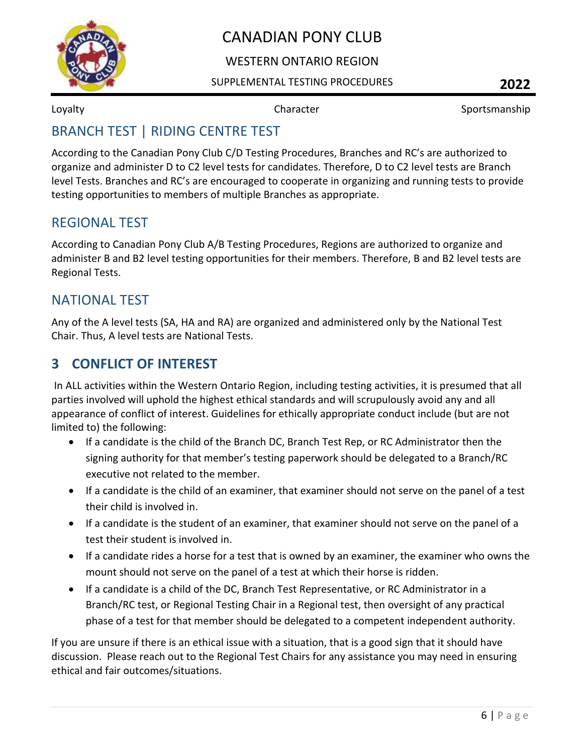## BRANCH TEST | RIDING CENTRE TEST

According to the Canadian Pony Club C/D Testing Procedures, Branches and RC's are authorized to organize and administer D to C2 level tests for candidates. Therefore, D to C2 level tests are Branch level Tests. Branches and RC's are encouraged to cooperate in organizing and running tests to provide testing opportunities to members of multiple Branches as appropriate.

## REGIONAL TEST

According to Canadian Pony Club A/B Testing Procedures, Regions are authorized to organize and administer B and B2 level testing opportunities for their members. Therefore, B and B2 level tests are Regional Tests.

## NATIONAL TEST

Any of the A level tests (SA, HA and RA) are organized and administered only by the National Test Chair. Thus, A level tests are National Tests.

# 3 CONFLICT OF INTEREST

In ALL activities within the Western Ontario Region, including testing activities, it is presumed that all parties involved will uphold the highest ethical standards and will scrupulously avoid any and all appearance of conflict of interest. Guidelines for ethically appropriate conduct include (but are not limited to) the following:

- If a candidate is the child of the Branch DC, Branch Test Rep, or RC Administrator then the signing authority for that member's testing paperwork should be delegated to a Branch/RC executive not related to the member.
- If a candidate is the child of an examiner, that examiner should not serve on the panel of a test their child is involved in.
- If a candidate is the student of an examiner, that examiner should not serve on the panel of a test their student is involved in.
- If a candidate rides a horse for a test that is owned by an examiner, the examiner who owns the mount should not serve on the panel of a test at which their horse is ridden.
- If a candidate is a child of the DC, Branch Test Representative, or RC Administrator in a Branch/RC test, or Regional Testing Chair in a Regional test, then oversight of any practical phase of a test for that member should be delegated to a competent independent authority.

If you are unsure if there is an ethical issue with a situation, that is a good sign that it should have discussion. Please reach out to the Regional Test Chairs for any assistance you may need in ensuring ethical and fair outcomes/situations.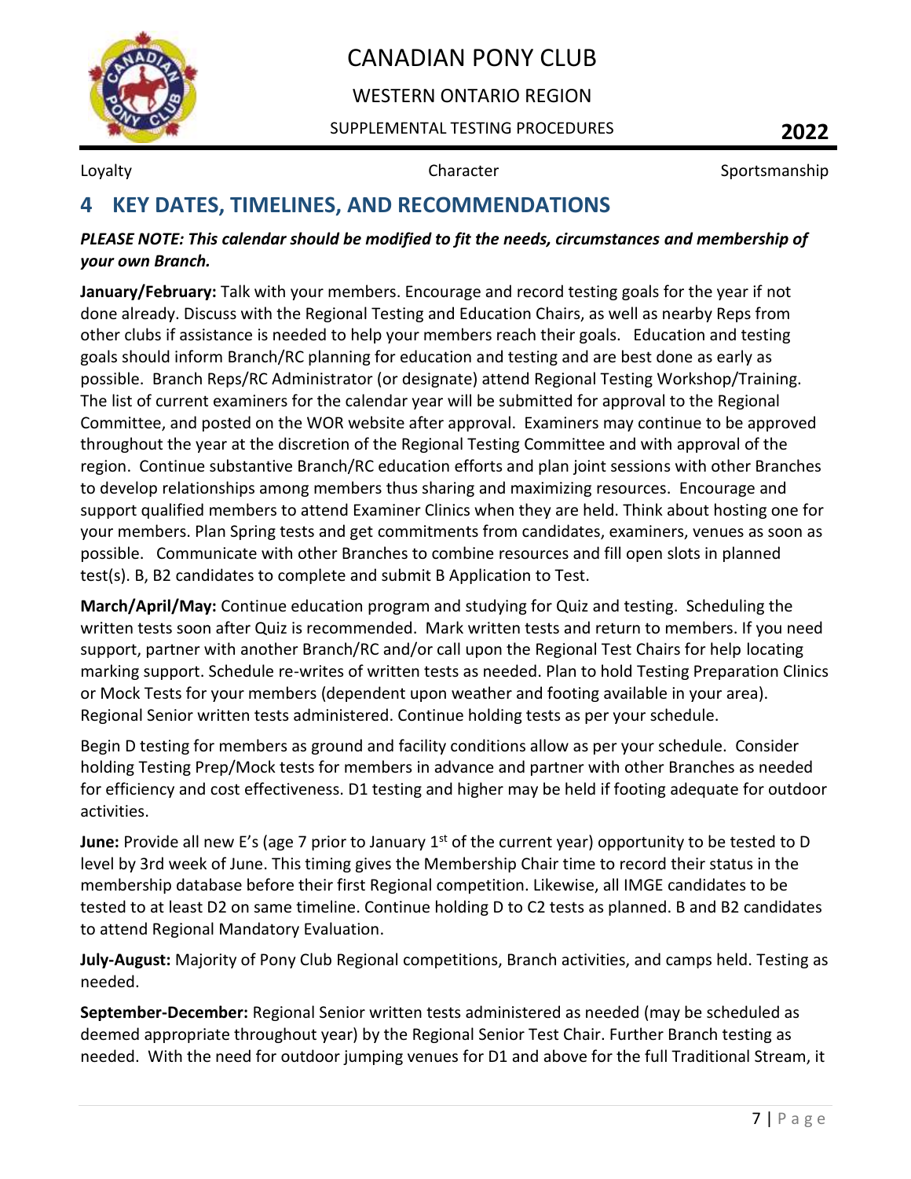## 4 KEY DATES, TIMELINES, AND RECOMMENDATIONS

***PLEASE NOTE: This calendar should be modified to fit the needs, circumstances and membership of your own Branch.***

**January/February:** Talk with your members. Encourage and record testing goals for the year if not done already. Discuss with the Regional Testing and Education Chairs, as well as nearby Reps from other clubs if assistance is needed to help your members reach their goals. Education and testing goals should inform Branch/RC planning for education and testing and are best done as early as possible. Branch Reps/RC Administrator (or designate) attend Regional Testing Workshop/Training. The list of current examiners for the calendar year will be submitted for approval to the Regional Committee, and posted on the WOR website after approval. Examiners may continue to be approved throughout the year at the discretion of the Regional Testing Committee and with approval of the region. Continue substantive Branch/RC education efforts and plan joint sessions with other Branches to develop relationships among members thus sharing and maximizing resources. Encourage and support qualified members to attend Examiner Clinics when they are held. Think about hosting one for your members. Plan Spring tests and get commitments from candidates, examiners, venues as soon as possible. Communicate with other Branches to combine resources and fill open slots in planned test(s). B, B2 candidates to complete and submit B Application to Test.

**March/April/May:** Continue education program and studying for Quiz and testing. Scheduling the written tests soon after Quiz is recommended. Mark written tests and return to members. If you need support, partner with another Branch/RC and/or call upon the Regional Test Chairs for help locating marking support. Schedule re-writes of written tests as needed. Plan to hold Testing Preparation Clinics or Mock Tests for your members (dependent upon weather and footing available in your area). Regional Senior written tests administered. Continue holding tests as per your schedule.

Begin D testing for members as ground and facility conditions allow as per your schedule. Consider holding Testing Prep/Mock tests for members in advance and partner with other Branches as needed for efficiency and cost effectiveness. D1 testing and higher may be held if footing adequate for outdoor activities.

**June:** Provide all new E's (age 7 prior to January 1st of the current year) opportunity to be tested to D level by 3rd week of June. This timing gives the Membership Chair time to record their status in the membership database before their first Regional competition. Likewise, all IMGE candidates to be tested to at least D2 on same timeline. Continue holding D to C2 tests as planned. B and B2 candidates to attend Regional Mandatory Evaluation.

**July-August:** Majority of Pony Club Regional competitions, Branch activities, and camps held. Testing as needed.

**September-December:** Regional Senior written tests administered as needed (may be scheduled as deemed appropriate throughout year) by the Regional Senior Test Chair. Further Branch testing as needed. With the need for outdoor jumping venues for D1 and above for the full Traditional Stream, it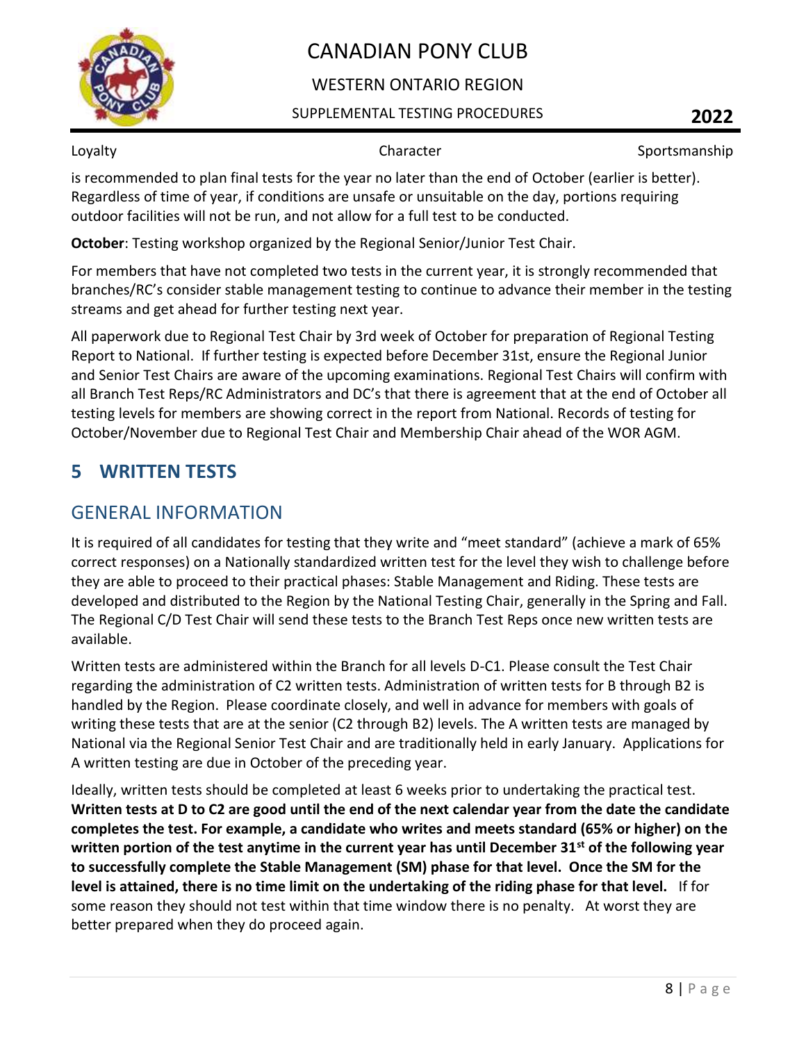is recommended to plan final tests for the year no later than the end of October (earlier is better). Regardless of time of year, if conditions are unsafe or unsuitable on the day, portions requiring outdoor facilities will not be run, and not allow for a full test to be conducted.

**October**: Testing workshop organized by the Regional Senior/Junior Test Chair.

For members that have not completed two tests in the current year, it is strongly recommended that branches/RC's consider stable management testing to continue to advance their member in the testing streams and get ahead for further testing next year.

All paperwork due to Regional Test Chair by 3rd week of October for preparation of Regional Testing Report to National. If further testing is expected before December 31st, ensure the Regional Junior and Senior Test Chairs are aware of the upcoming examinations. Regional Test Chairs will confirm with all Branch Test Reps/RC Administrators and DC's that there is agreement that at the end of October all testing levels for members are showing correct in the report from National. Records of testing for October/November due to Regional Test Chair and Membership Chair ahead of the WOR AGM.

# 5 WRITTEN TESTS

## GENERAL INFORMATION

It is required of all candidates for testing that they write and "meet standard" (achieve a mark of 65% correct responses) on a Nationally standardized written test for the level they wish to challenge before they are able to proceed to their practical phases: Stable Management and Riding. These tests are developed and distributed to the Region by the National Testing Chair, generally in the Spring and Fall. The Regional C/D Test Chair will send these tests to the Branch Test Reps once new written tests are available.

Written tests are administered within the Branch for all levels D-C1. Please consult the Test Chair regarding the administration of C2 written tests. Administration of written tests for B through B2 is handled by the Region. Please coordinate closely, and well in advance for members with goals of writing these tests that are at the senior (C2 through B2) levels. The A written tests are managed by National via the Regional Senior Test Chair and are traditionally held in early January. Applications for A written testing are due in October of the preceding year.

Ideally, written tests should be completed at least 6 weeks prior to undertaking the practical test. **Written tests at D to C2 are good until the end of the next calendar year from the date the candidate completes the test. For example, a candidate who writes and meets standard (65% or higher) on the written portion of the test anytime in the current year has until December 31st of the following year to successfully complete the Stable Management (SM) phase for that level. Once the SM for the level is attained, there is no time limit on the undertaking of the riding phase for that level.** If for some reason they should not test within that time window there is no penalty. At worst they are better prepared when they do proceed again.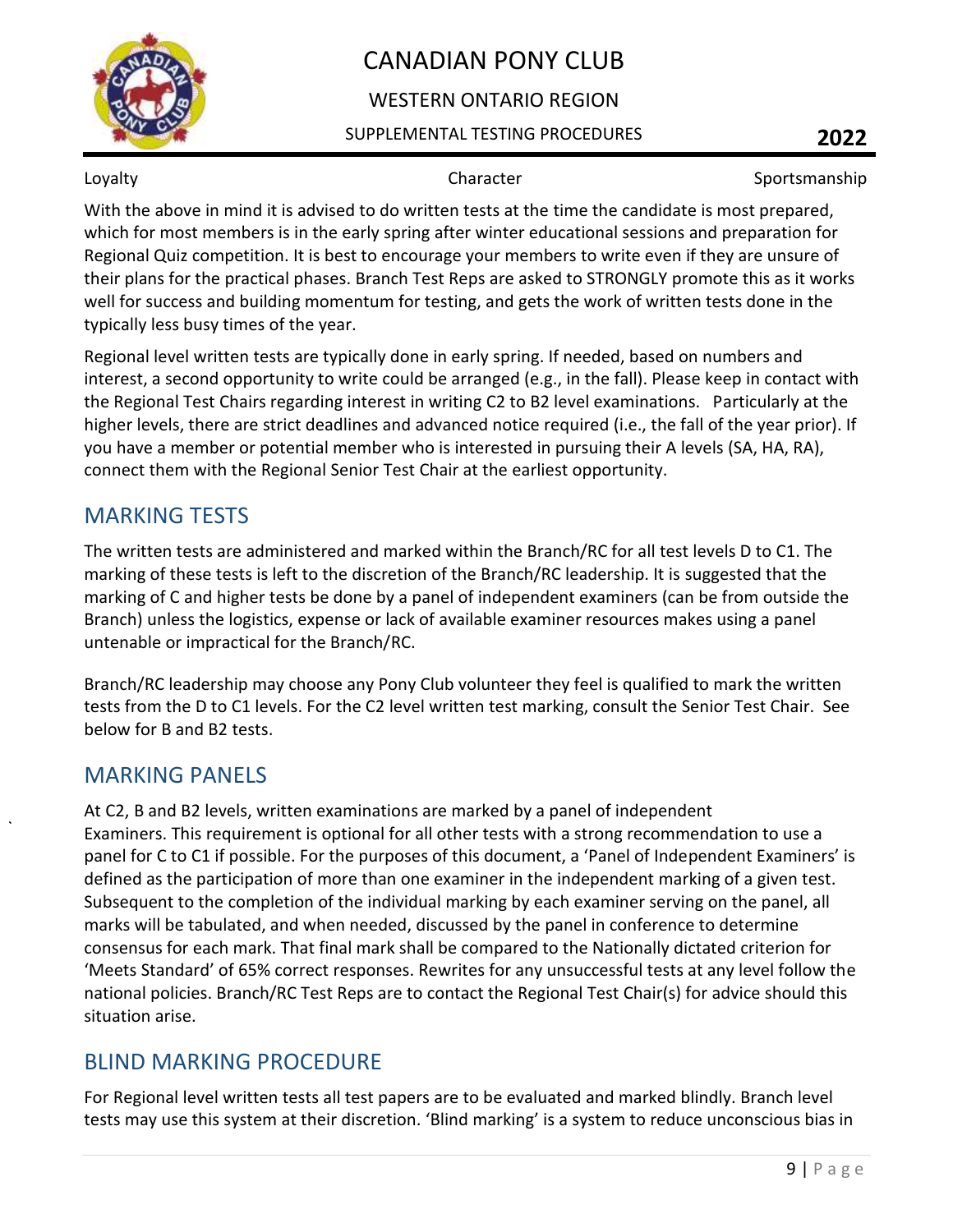With the above in mind it is advised to do written tests at the time the candidate is most prepared, which for most members is in the early spring after winter educational sessions and preparation for Regional Quiz competition. It is best to encourage your members to write even if they are unsure of their plans for the practical phases. Branch Test Reps are asked to STRONGLY promote this as it works well for success and building momentum for testing, and gets the work of written tests done in the typically less busy times of the year.

Regional level written tests are typically done in early spring. If needed, based on numbers and interest, a second opportunity to write could be arranged (e.g., in the fall). Please keep in contact with the Regional Test Chairs regarding interest in writing C2 to B2 level examinations. Particularly at the higher levels, there are strict deadlines and advanced notice required (i.e., the fall of the year prior). If you have a member or potential member who is interested in pursuing their A levels (SA, HA, RA), connect them with the Regional Senior Test Chair at the earliest opportunity.

## MARKING TESTS

The written tests are administered and marked within the Branch/RC for all test levels D to C1. The marking of these tests is left to the discretion of the Branch/RC leadership. It is suggested that the marking of C and higher tests be done by a panel of independent examiners (can be from outside the Branch) unless the logistics, expense or lack of available examiner resources makes using a panel untenable or impractical for the Branch/RC.

Branch/RC leadership may choose any Pony Club volunteer they feel is qualified to mark the written tests from the D to C1 levels. For the C2 level written test marking, consult the Senior Test Chair. See below for B and B2 tests.

## MARKING PANELS

At C2, B and B2 levels, written examinations are marked by a panel of independent Examiners. This requirement is optional for all other tests with a strong recommendation to use a panel for C to C1 if possible. For the purposes of this document, a 'Panel of Independent Examiners' is defined as the participation of more than one examiner in the independent marking of a given test. Subsequent to the completion of the individual marking by each examiner serving on the panel, all marks will be tabulated, and when needed, discussed by the panel in conference to determine consensus for each mark. That final mark shall be compared to the Nationally dictated criterion for 'Meets Standard' of 65% correct responses. Rewrites for any unsuccessful tests at any level follow the national policies. Branch/RC Test Reps are to contact the Regional Test Chair(s) for advice should this situation arise.

## BLIND MARKING PROCEDURE

For Regional level written tests all test papers are to be evaluated and marked blindly. Branch level tests may use this system at their discretion. 'Blind marking' is a system to reduce unconscious bias in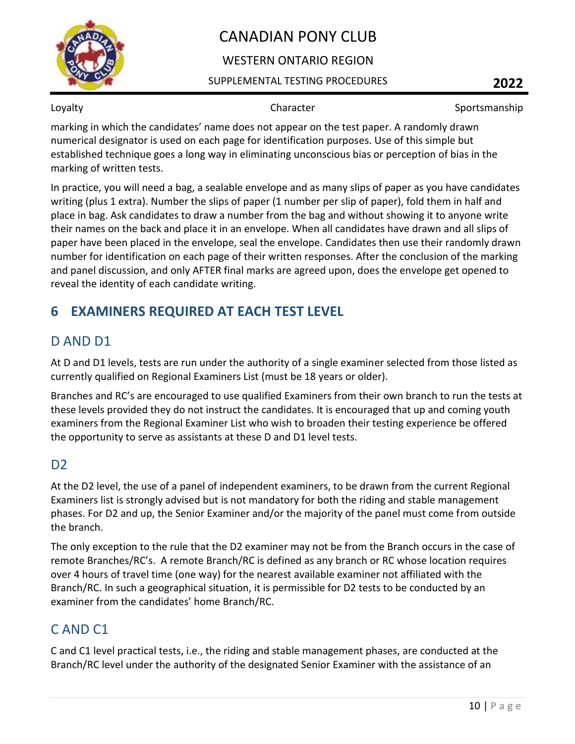marking in which the candidates' name does not appear on the test paper. A randomly drawn numerical designator is used on each page for identification purposes. Use of this simple but established technique goes a long way in eliminating unconscious bias or perception of bias in the marking of written tests.

In practice, you will need a bag, a sealable envelope and as many slips of paper as you have candidates writing (plus 1 extra). Number the slips of paper (1 number per slip of paper), fold them in half and place in bag. Ask candidates to draw a number from the bag and without showing it to anyone write their names on the back and place it in an envelope. When all candidates have drawn and all slips of paper have been placed in the envelope, seal the envelope. Candidates then use their randomly drawn number for identification on each page of their written responses. After the conclusion of the marking and panel discussion, and only AFTER final marks are agreed upon, does the envelope get opened to reveal the identity of each candidate writing.

# 6 EXAMINERS REQUIRED AT EACH TEST LEVEL

## D AND D1

At D and D1 levels, tests are run under the authority of a single examiner selected from those listed as currently qualified on Regional Examiners List (must be 18 years or older).

Branches and RC's are encouraged to use qualified Examiners from their own branch to run the tests at these levels provided they do not instruct the candidates. It is encouraged that up and coming youth examiners from the Regional Examiner List who wish to broaden their testing experience be offered the opportunity to serve as assistants at these D and D1 level tests.

## D2

At the D2 level, the use of a panel of independent examiners, to be drawn from the current Regional Examiners list is strongly advised but is not mandatory for both the riding and stable management phases. For D2 and up, the Senior Examiner and/or the majority of the panel must come from outside the branch.

The only exception to the rule that the D2 examiner may not be from the Branch occurs in the case of remote Branches/RC's. A remote Branch/RC is defined as any branch or RC whose location requires over 4 hours of travel time (one way) for the nearest available examiner not affiliated with the Branch/RC. In such a geographical situation, it is permissible for D2 tests to be conducted by an examiner from the candidates' home Branch/RC.

## C AND C1

C and C1 level practical tests, i.e., the riding and stable management phases, are conducted at the Branch/RC level under the authority of the designated Senior Examiner with the assistance of an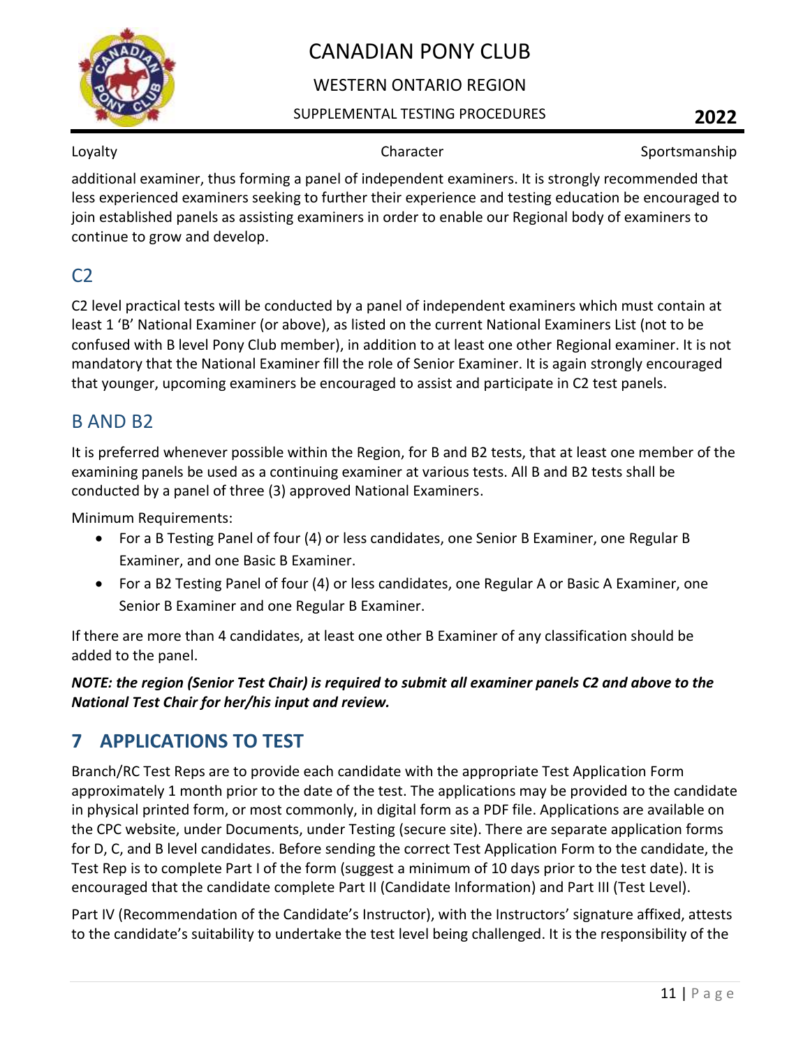additional examiner, thus forming a panel of independent examiners. It is strongly recommended that less experienced examiners seeking to further their experience and testing education be encouraged to join established panels as assisting examiners in order to enable our Regional body of examiners to continue to grow and develop.

## C2

C2 level practical tests will be conducted by a panel of independent examiners which must contain at least 1 'B' National Examiner (or above), as listed on the current National Examiners List (not to be confused with B level Pony Club member), in addition to at least one other Regional examiner. It is not mandatory that the National Examiner fill the role of Senior Examiner. It is again strongly encouraged that younger, upcoming examiners be encouraged to assist and participate in C2 test panels.

## B AND B2

It is preferred whenever possible within the Region, for B and B2 tests, that at least one member of the examining panels be used as a continuing examiner at various tests. All B and B2 tests shall be conducted by a panel of three (3) approved National Examiners.

Minimum Requirements:

- For a B Testing Panel of four (4) or less candidates, one Senior B Examiner, one Regular B Examiner, and one Basic B Examiner.
- For a B2 Testing Panel of four (4) or less candidates, one Regular A or Basic A Examiner, one Senior B Examiner and one Regular B Examiner.

If there are more than 4 candidates, at least one other B Examiner of any classification should be added to the panel.

***NOTE: the region (Senior Test Chair) is required to submit all examiner panels C2 and above to the National Test Chair for her/his input and review.***

# 7 APPLICATIONS TO TEST

Branch/RC Test Reps are to provide each candidate with the appropriate Test Application Form approximately 1 month prior to the date of the test. The applications may be provided to the candidate in physical printed form, or most commonly, in digital form as a PDF file. Applications are available on the CPC website, under Documents, under Testing (secure site). There are separate application forms for D, C, and B level candidates. Before sending the correct Test Application Form to the candidate, the Test Rep is to complete Part I of the form (suggest a minimum of 10 days prior to the test date). It is encouraged that the candidate complete Part II (Candidate Information) and Part III (Test Level).

Part IV (Recommendation of the Candidate's Instructor), with the Instructors' signature affixed, attests to the candidate's suitability to undertake the test level being challenged. It is the responsibility of the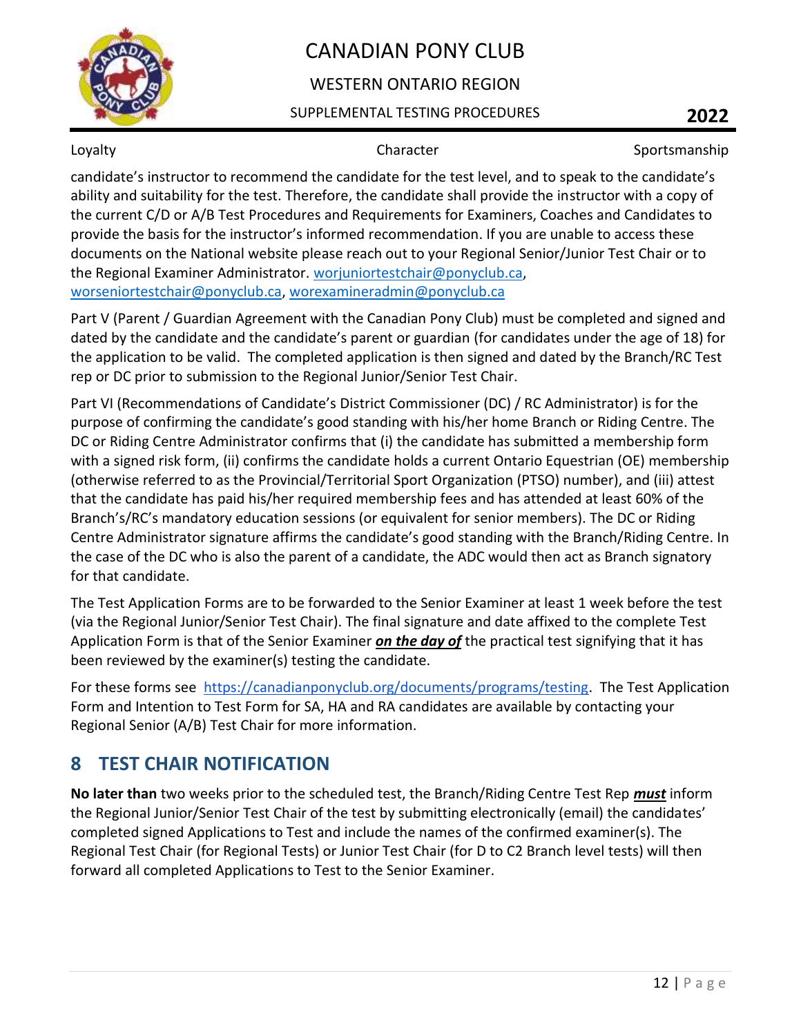candidate's instructor to recommend the candidate for the test level, and to speak to the candidate's ability and suitability for the test. Therefore, the candidate shall provide the instructor with a copy of the current C/D or A/B Test Procedures and Requirements for Examiners, Coaches and Candidates to provide the basis for the instructor's informed recommendation. If you are unable to access these documents on the National website please reach out to your Regional Senior/Junior Test Chair or to the Regional Examiner Administrator. worjuniortestchair@ponyclub.ca, worseniortestchair@ponyclub.ca, worexamineradmin@ponyclub.ca

Part V (Parent / Guardian Agreement with the Canadian Pony Club) must be completed and signed and dated by the candidate and the candidate's parent or guardian (for candidates under the age of 18) for the application to be valid. The completed application is then signed and dated by the Branch/RC Test rep or DC prior to submission to the Regional Junior/Senior Test Chair.

Part VI (Recommendations of Candidate's District Commissioner (DC) / RC Administrator) is for the purpose of confirming the candidate's good standing with his/her home Branch or Riding Centre. The DC or Riding Centre Administrator confirms that (i) the candidate has submitted a membership form with a signed risk form, (ii) confirms the candidate holds a current Ontario Equestrian (OE) membership (otherwise referred to as the Provincial/Territorial Sport Organization (PTSO) number), and (iii) attest that the candidate has paid his/her required membership fees and has attended at least 60% of the Branch's/RC's mandatory education sessions (or equivalent for senior members). The DC or Riding Centre Administrator signature affirms the candidate's good standing with the Branch/Riding Centre. In the case of the DC who is also the parent of a candidate, the ADC would then act as Branch signatory for that candidate.

The Test Application Forms are to be forwarded to the Senior Examiner at least 1 week before the test (via the Regional Junior/Senior Test Chair). The final signature and date affixed to the complete Test Application Form is that of the Senior Examiner ***on the day of*** the practical test signifying that it has been reviewed by the examiner(s) testing the candidate.

For these forms see https://canadianponyclub.org/documents/programs/testing. The Test Application Form and Intention to Test Form for SA, HA and RA candidates are available by contacting your Regional Senior (A/B) Test Chair for more information.

## 8 TEST CHAIR NOTIFICATION

**No later than** two weeks prior to the scheduled test, the Branch/Riding Centre Test Rep ***must*** inform the Regional Junior/Senior Test Chair of the test by submitting electronically (email) the candidates' completed signed Applications to Test and include the names of the confirmed examiner(s). The Regional Test Chair (for Regional Tests) or Junior Test Chair (for D to C2 Branch level tests) will then forward all completed Applications to Test to the Senior Examiner.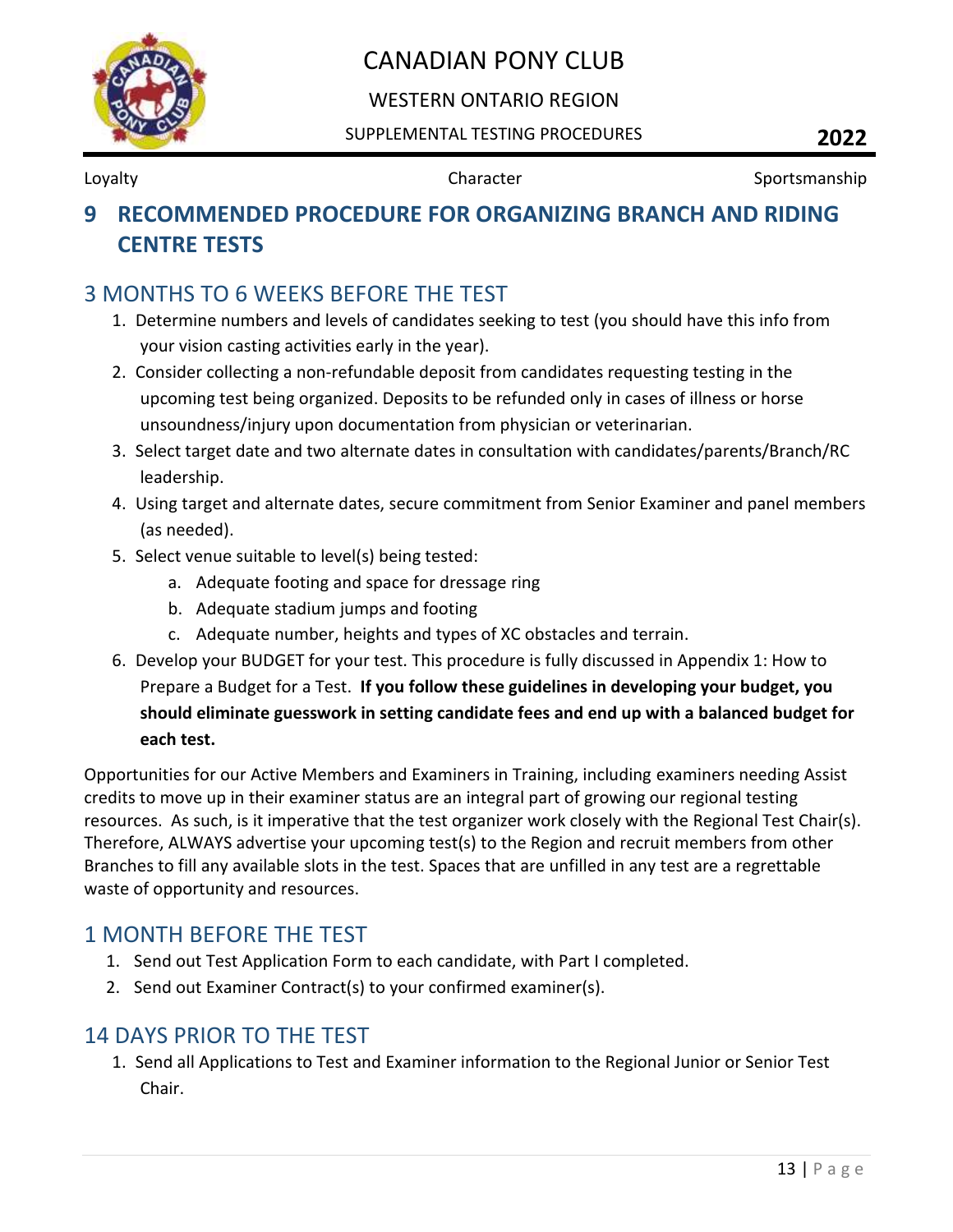# 9 RECOMMENDED PROCEDURE FOR ORGANIZING BRANCH AND RIDING CENTRE TESTS

## 3 MONTHS TO 6 WEEKS BEFORE THE TEST

1. Determine numbers and levels of candidates seeking to test (you should have this info from your vision casting activities early in the year).
2. Consider collecting a non-refundable deposit from candidates requesting testing in the upcoming test being organized. Deposits to be refunded only in cases of illness or horse unsoundness/injury upon documentation from physician or veterinarian.
3. Select target date and two alternate dates in consultation with candidates/parents/Branch/RC leadership.
4. Using target and alternate dates, secure commitment from Senior Examiner and panel members (as needed).
5. Select venue suitable to level(s) being tested:
   a. Adequate footing and space for dressage ring
   b. Adequate stadium jumps and footing
   c. Adequate number, heights and types of XC obstacles and terrain.
6. Develop your BUDGET for your test. This procedure is fully discussed in Appendix 1: How to Prepare a Budget for a Test. **If you follow these guidelines in developing your budget, you should eliminate guesswork in setting candidate fees and end up with a balanced budget for each test.**

Opportunities for our Active Members and Examiners in Training, including examiners needing Assist credits to move up in their examiner status are an integral part of growing our regional testing resources. As such, is it imperative that the test organizer work closely with the Regional Test Chair(s). Therefore, ALWAYS advertise your upcoming test(s) to the Region and recruit members from other Branches to fill any available slots in the test. Spaces that are unfilled in any test are a regrettable waste of opportunity and resources.

## 1 MONTH BEFORE THE TEST

1. Send out Test Application Form to each candidate, with Part I completed.
2. Send out Examiner Contract(s) to your confirmed examiner(s).

## 14 DAYS PRIOR TO THE TEST

1. Send all Applications to Test and Examiner information to the Regional Junior or Senior Test Chair.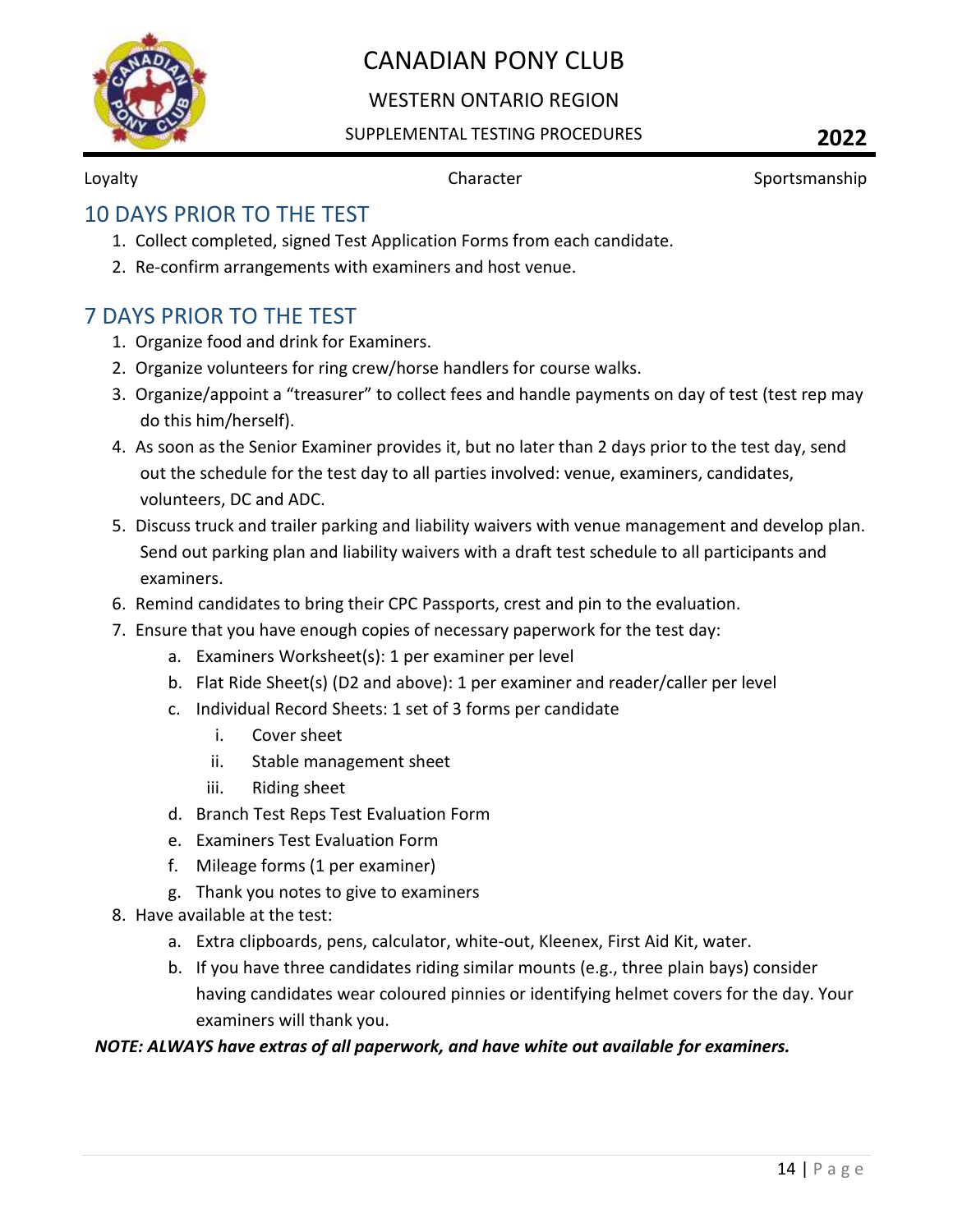## 10 DAYS PRIOR TO THE TEST

1. Collect completed, signed Test Application Forms from each candidate.
2. Re-confirm arrangements with examiners and host venue.

## 7 DAYS PRIOR TO THE TEST

1. Organize food and drink for Examiners.
2. Organize volunteers for ring crew/horse handlers for course walks.
3. Organize/appoint a "treasurer" to collect fees and handle payments on day of test (test rep may do this him/herself).
4. As soon as the Senior Examiner provides it, but no later than 2 days prior to the test day, send out the schedule for the test day to all parties involved: venue, examiners, candidates, volunteers, DC and ADC.
5. Discuss truck and trailer parking and liability waivers with venue management and develop plan. Send out parking plan and liability waivers with a draft test schedule to all participants and examiners.
6. Remind candidates to bring their CPC Passports, crest and pin to the evaluation.
7. Ensure that you have enough copies of necessary paperwork for the test day:
    a. Examiners Worksheet(s): 1 per examiner per level
    b. Flat Ride Sheet(s) (D2 and above): 1 per examiner and reader/caller per level
    c. Individual Record Sheets: 1 set of 3 forms per candidate
        i. Cover sheet
        ii. Stable management sheet
        iii. Riding sheet
    d. Branch Test Reps Test Evaluation Form
    e. Examiners Test Evaluation Form
    f. Mileage forms (1 per examiner)
    g. Thank you notes to give to examiners
8. Have available at the test:
    a. Extra clipboards, pens, calculator, white-out, Kleenex, First Aid Kit, water.
    b. If you have three candidates riding similar mounts (e.g., three plain bays) consider having candidates wear coloured pinnies or identifying helmet covers for the day. Your examiners will thank you.

***NOTE: ALWAYS have extras of all paperwork, and have white out available for examiners.***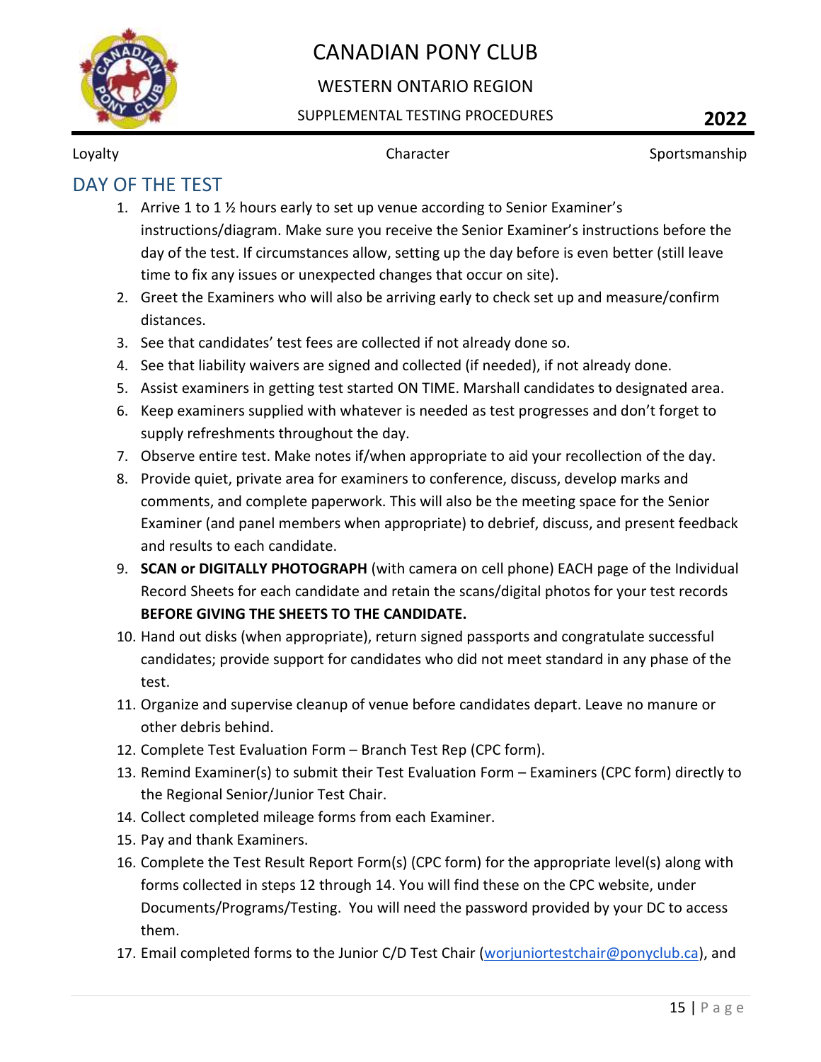## DAY OF THE TEST

1. Arrive 1 to 1 ½ hours early to set up venue according to Senior Examiner's instructions/diagram. Make sure you receive the Senior Examiner's instructions before the day of the test. If circumstances allow, setting up the day before is even better (still leave time to fix any issues or unexpected changes that occur on site).
2. Greet the Examiners who will also be arriving early to check set up and measure/confirm distances.
3. See that candidates' test fees are collected if not already done so.
4. See that liability waivers are signed and collected (if needed), if not already done.
5. Assist examiners in getting test started ON TIME. Marshall candidates to designated area.
6. Keep examiners supplied with whatever is needed as test progresses and don't forget to supply refreshments throughout the day.
7. Observe entire test. Make notes if/when appropriate to aid your recollection of the day.
8. Provide quiet, private area for examiners to conference, discuss, develop marks and comments, and complete paperwork. This will also be the meeting space for the Senior Examiner (and panel members when appropriate) to debrief, discuss, and present feedback and results to each candidate.
9. **SCAN or DIGITALLY PHOTOGRAPH** (with camera on cell phone) EACH page of the Individual Record Sheets for each candidate and retain the scans/digital photos for your test records **BEFORE GIVING THE SHEETS TO THE CANDIDATE.**
10. Hand out disks (when appropriate), return signed passports and congratulate successful candidates; provide support for candidates who did not meet standard in any phase of the test.
11. Organize and supervise cleanup of venue before candidates depart. Leave no manure or other debris behind.
12. Complete Test Evaluation Form – Branch Test Rep (CPC form).
13. Remind Examiner(s) to submit their Test Evaluation Form – Examiners (CPC form) directly to the Regional Senior/Junior Test Chair.
14. Collect completed mileage forms from each Examiner.
15. Pay and thank Examiners.
16. Complete the Test Result Report Form(s) (CPC form) for the appropriate level(s) along with forms collected in steps 12 through 14. You will find these on the CPC website, under Documents/Programs/Testing. You will need the password provided by your DC to access them.
17. Email completed forms to the Junior C/D Test Chair (worjuniortestchair@ponyclub.ca), and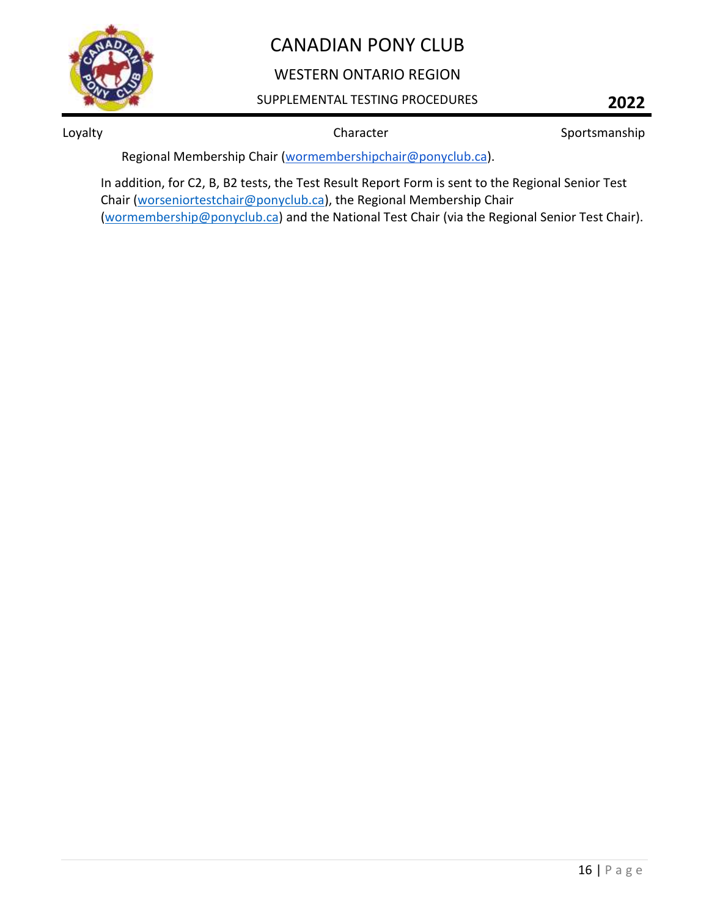Regional Membership Chair (wormembershipchair@ponyclub.ca).

In addition, for C2, B, B2 tests, the Test Result Report Form is sent to the Regional Senior Test Chair (worseniortestchair@ponyclub.ca), the Regional Membership Chair (wormembership@ponyclub.ca) and the National Test Chair (via the Regional Senior Test Chair).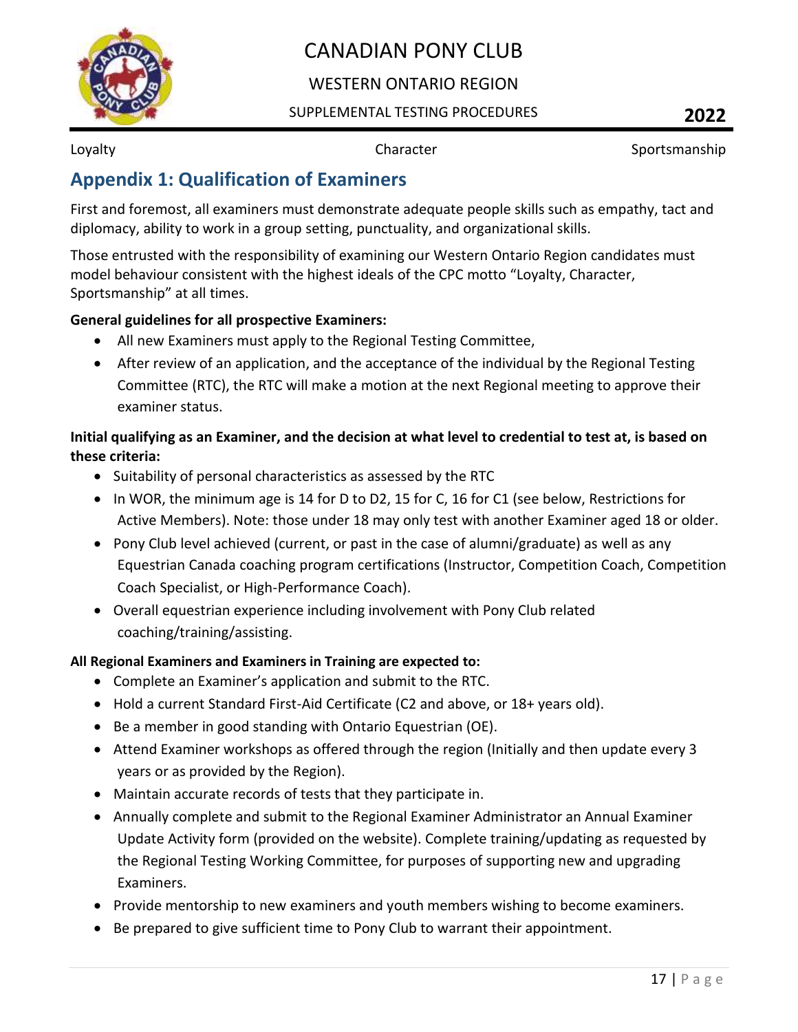## Appendix 1: Qualification of Examiners

First and foremost, all examiners must demonstrate adequate people skills such as empathy, tact and diplomacy, ability to work in a group setting, punctuality, and organizational skills.

Those entrusted with the responsibility of examining our Western Ontario Region candidates must model behaviour consistent with the highest ideals of the CPC motto "Loyalty, Character, Sportsmanship" at all times.

**General guidelines for all prospective Examiners:**

- All new Examiners must apply to the Regional Testing Committee,
- After review of an application, and the acceptance of the individual by the Regional Testing Committee (RTC), the RTC will make a motion at the next Regional meeting to approve their examiner status.

**Initial qualifying as an Examiner, and the decision at what level to credential to test at, is based on these criteria:**

- Suitability of personal characteristics as assessed by the RTC
- In WOR, the minimum age is 14 for D to D2, 15 for C, 16 for C1 (see below, Restrictions for Active Members). Note: those under 18 may only test with another Examiner aged 18 or older.
- Pony Club level achieved (current, or past in the case of alumni/graduate) as well as any Equestrian Canada coaching program certifications (Instructor, Competition Coach, Competition Coach Specialist, or High-Performance Coach).
- Overall equestrian experience including involvement with Pony Club related coaching/training/assisting.

**All Regional Examiners and Examiners in Training are expected to:**

- Complete an Examiner's application and submit to the RTC.
- Hold a current Standard First-Aid Certificate (C2 and above, or 18+ years old).
- Be a member in good standing with Ontario Equestrian (OE).
- Attend Examiner workshops as offered through the region (Initially and then update every 3 years or as provided by the Region).
- Maintain accurate records of tests that they participate in.
- Annually complete and submit to the Regional Examiner Administrator an Annual Examiner Update Activity form (provided on the website). Complete training/updating as requested by the Regional Testing Working Committee, for purposes of supporting new and upgrading Examiners.
- Provide mentorship to new examiners and youth members wishing to become examiners.
- Be prepared to give sufficient time to Pony Club to warrant their appointment.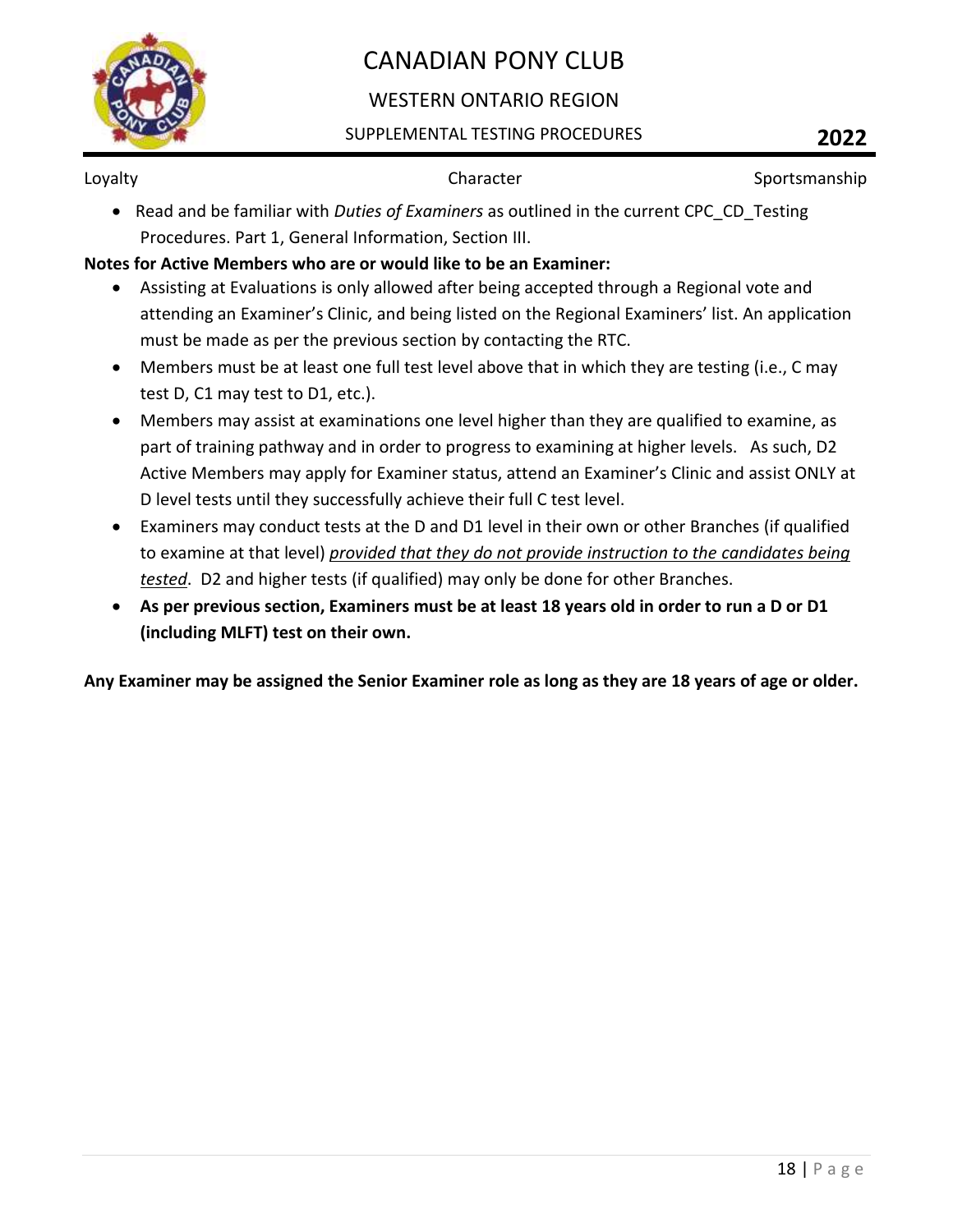- Read and be familiar with *Duties of Examiners* as outlined in the current CPC_CD_Testing Procedures. Part 1, General Information, Section III.

**Notes for Active Members who are or would like to be an Examiner:**

- Assisting at Evaluations is only allowed after being accepted through a Regional vote and attending an Examiner's Clinic, and being listed on the Regional Examiners' list. An application must be made as per the previous section by contacting the RTC.
- Members must be at least one full test level above that in which they are testing (i.e., C may test D, C1 may test to D1, etc.).
- Members may assist at examinations one level higher than they are qualified to examine, as part of training pathway and in order to progress to examining at higher levels. As such, D2 Active Members may apply for Examiner status, attend an Examiner's Clinic and assist ONLY at D level tests until they successfully achieve their full C test level.
- Examiners may conduct tests at the D and D1 level in their own or other Branches (if qualified to examine at that level) <u>*provided that they do not provide instruction to the candidates being tested*</u>. D2 and higher tests (if qualified) may only be done for other Branches.
- **As per previous section, Examiners must be at least 18 years old in order to run a D or D1 (including MLFT) test on their own.**

**Any Examiner may be assigned the Senior Examiner role as long as they are 18 years of age or older.**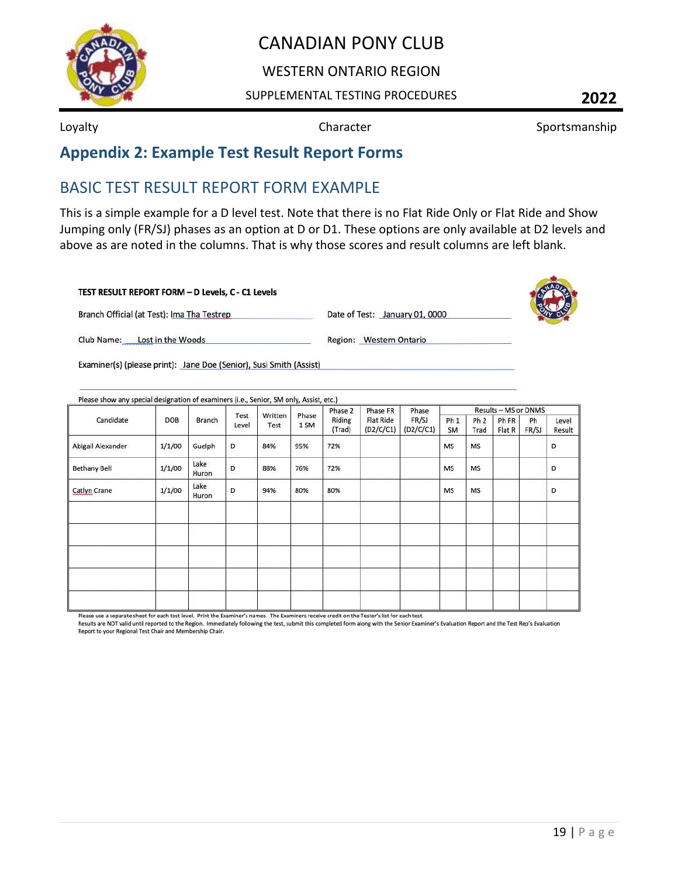## Appendix 2: Example Test Result Report Forms

### BASIC TEST RESULT REPORT FORM EXAMPLE

This is a simple example for a D level test. Note that there is no Flat Ride Only or Flat Ride and Show Jumping only (FR/SJ) phases as an option at D or D1. These options are only available at D2 levels and above as are noted in the columns. That is why those scores and result columns are left blank.

**TEST RESULT REPORT FORM – D Levels, C - C1 Levels**

Branch Official (at Test): Ima Tha Testrep

Date of Test: January 01, 0000

Club Name: Lost in the Woods

Region: Western Ontario

Examiner(s) (please print): Jane Doe (Senior), Susi Smith (Assist)

Please show any special designation of examiners (i.e., Senior, SM only, Assist, etc.)

| Candidate | DOB | Branch | Test Level | Written Test | Phase 1 SM | Phase 2 Riding (Trad) | Phase FR Flat Ride (D2/C/C1) | Phase FR/SJ (D2/C/C1) | Results – MS or DNMS | | | | |
|---|---|---|---|---|---|---|---|---|---|---|---|---|---|
| | | | | | | | | | Ph 1 SM | Ph 2 Trad | Ph FR Flat R | Ph FR/SJ | Level Result |
| Abigail Alexander | 1/1/00 | Guelph | D | 84% | 95% | 72% | | | MS | MS | | | D |
| Bethany Bell | 1/1/00 | Lake Huron | D | 88% | 76% | 72% | | | MS | MS | | | D |
| Catlyn Crane | 1/1/00 | Lake Huron | D | 94% | 80% | 80% | | | MS | MS | | | D |
| | | | | | | | | | | | | | |
| | | | | | | | | | | | | | |
| | | | | | | | | | | | | | |
| | | | | | | | | | | | | | |
| | | | | | | | | | | | | | |

Please use a separate sheet for each test level. Print the Examiner's names. The Examiners receive credit on the Tester's list for each test.
Results are NOT valid until reported to the Region. Immediately following the test, submit this completed form along with the Senior Examiner's Evaluation Report and the Test Rep's Evaluation Report to your Regional Test Chair and Membership Chair.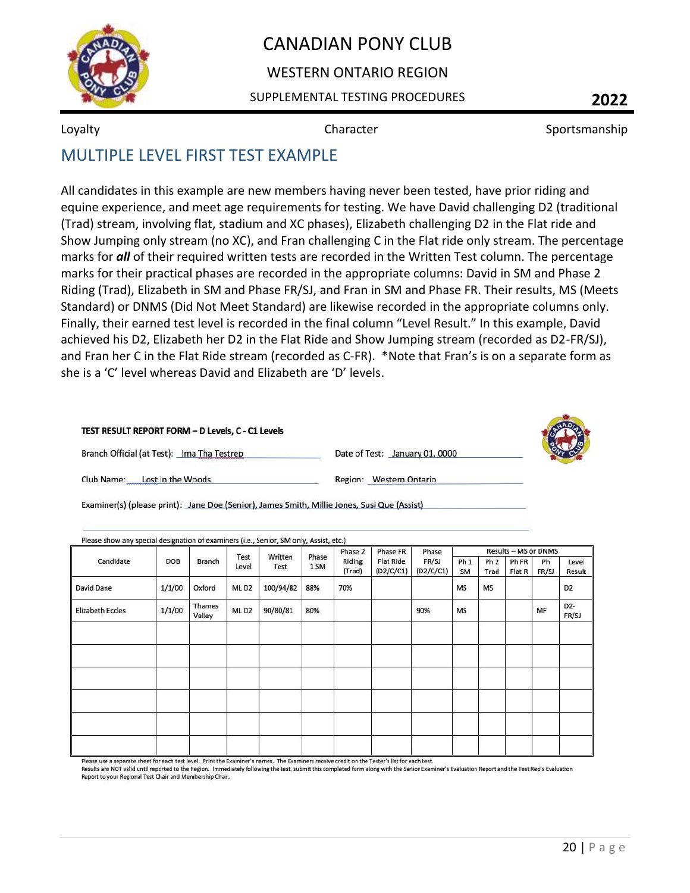Loyalty    Character    Sportsmanship

## MULTIPLE LEVEL FIRST TEST EXAMPLE

All candidates in this example are new members having never been tested, have prior riding and equine experience, and meet age requirements for testing. We have David challenging D2 (traditional (Trad) stream, involving flat, stadium and XC phases), Elizabeth challenging D2 in the Flat ride and Show Jumping only stream (no XC), and Fran challenging C in the Flat ride only stream. The percentage marks for ***all*** of their required written tests are recorded in the Written Test column. The percentage marks for their practical phases are recorded in the appropriate columns: David in SM and Phase 2 Riding (Trad), Elizabeth in SM and Phase FR/SJ, and Fran in SM and Phase FR. Their results, MS (Meets Standard) or DNMS (Did Not Meet Standard) are likewise recorded in the appropriate columns only. Finally, their earned test level is recorded in the final column "Level Result." In this example, David achieved his D2, Elizabeth her D2 in the Flat Ride and Show Jumping stream (recorded as D2-FR/SJ), and Fran her C in the Flat Ride stream (recorded as C-FR). *Note that Fran's is on a separate form as she is a 'C' level whereas David and Elizabeth are 'D' levels.

**TEST RESULT REPORT FORM – D Levels, C - C1 Levels**

Branch Official (at Test): Ima Tha Testrep    Date of Test: January 01, 0000

Club Name: Lost in the Woods    Region: Western Ontario

Examiner(s) (please print): Jane Doe (Senior), James Smith, Millie Jones, Susi Que (Assist)

Please show any special designation of examiners (i.e., Senior, SM only, Assist, etc.)

| Candidate | DOB | Branch | Test Level | Written Test | Phase 1 SM | Phase 2 Riding (Trad) | Phase FR Flat Ride (D2/C/C1) | Phase FR/SJ (D2/C/C1) | Results – MS or DNMS | | | | Level Result |
|---|---|---|---|---|---|---|---|---|---|---|---|---|---|
| | | | | | | | | | Ph 1 SM | Ph 2 Trad | Ph FR Flat R | Ph FR/SJ | |
| David Dane | 1/1/00 | Oxford | ML D2 | 100/94/82 | 88% | 70% | | | MS | MS | | | D2 |
| Elizabeth Eccles | 1/1/00 | Thames Valley | ML D2 | 90/80/81 | 80% | | | 90% | MS | | | MF | D2-FR/SJ |
| | | | | | | | | | | | | | |
| | | | | | | | | | | | | | |
| | | | | | | | | | | | | | |
| | | | | | | | | | | | | | |
| | | | | | | | | | | | | | |
| | | | | | | | | | | | | | |

Please use a separate sheet for each test level. Print the Examiner's names. The Examiners receive credit on the Tester's list for each test.
Results are NOT valid until reported to the Region. Immediately following the test, submit this completed form along with the Senior Examiner's Evaluation Report and the Test Rep's Evaluation Report to your Regional Test Chair and Membership Chair.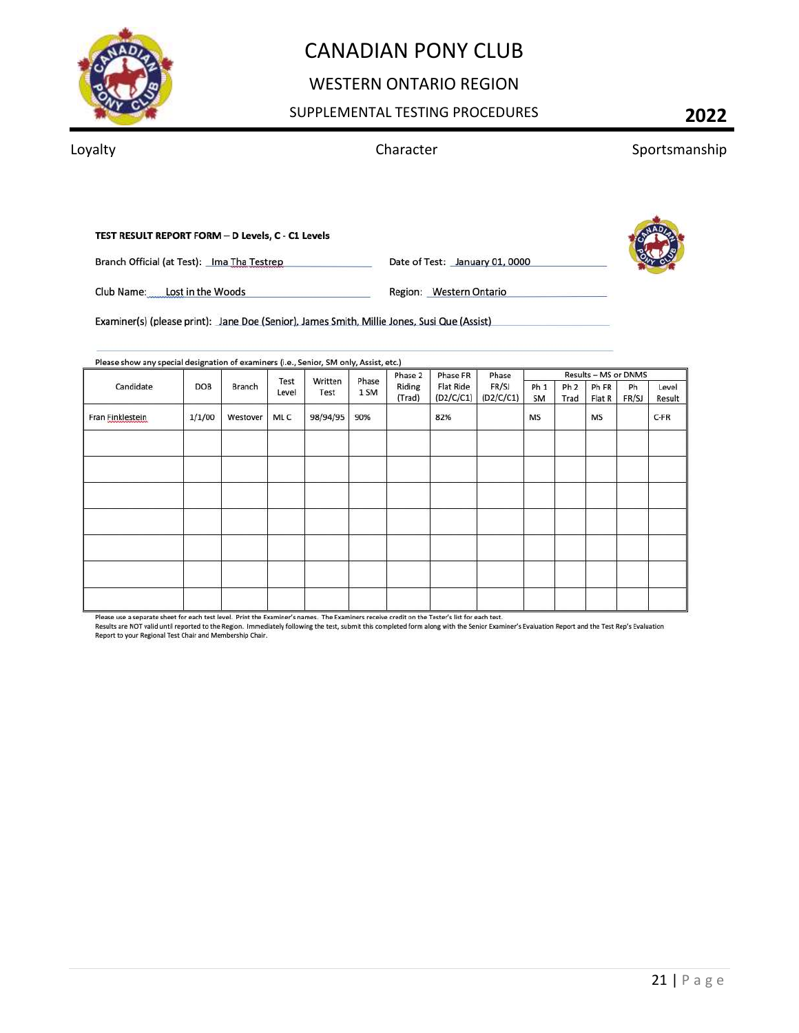Loyalty Character Sportsmanship

**TEST RESULT REPORT FORM – D Levels, C - C1 Levels**

Branch Official (at Test): Ima Tha Testrep Date of Test: January 01, 0000

Club Name: Lost in the Woods Region: Western Ontario

Examiner(s) (please print): Jane Doe (Senior), James Smith, Millie Jones, Susi Que (Assist)

Please show any special designation of examiners (i.e., Senior, SM only, Assist, etc.)

| Candidate | DOB | Branch | Test Level | Written Test | Phase 1 SM | Phase 2 Riding (Trad) | Phase FR Flat Ride (D2/C/C1) | Phase FR/SJ (D2/C/C1) | Results – MS or DNMS | | | | |
|---|---|---|---|---|---|---|---|---|---|---|---|---|---|
| | | | | | | | | | Ph 1 SM | Ph 2 Trad | Ph FR Flat R | Ph FR/SJ | Level Result |
| Fran Finklestein | 1/1/00 | Westover | ML C | 98/94/95 | 90% | | 82% | | MS | | MS | | C-FR |
| | | | | | | | | | | | | | |
| | | | | | | | | | | | | | |
| | | | | | | | | | | | | | |
| | | | | | | | | | | | | | |
| | | | | | | | | | | | | | |
| | | | | | | | | | | | | | |
| | | | | | | | | | | | | | |

Please use a separate sheet for each test level. Print the Examiner's names. The Examiners receive credit on the Tester's list for each test.
Results are NOT valid until reported to the Region. Immediately following the test, submit this completed form along with the Senior Examiner's Evaluation Report and the Test Rep's Evaluation Report to your Regional Test Chair and Membership Chair.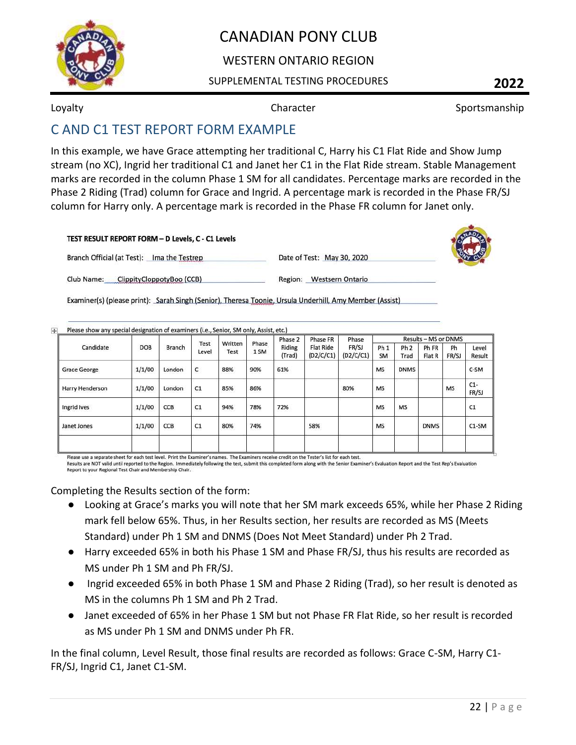Loyalty Character Sportsmanship

## C AND C1 TEST REPORT FORM EXAMPLE

In this example, we have Grace attempting her traditional C, Harry his C1 Flat Ride and Show Jump stream (no XC), Ingrid her traditional C1 and Janet her C1 in the Flat Ride stream. Stable Management marks are recorded in the column Phase 1 SM for all candidates. Percentage marks are recorded in the Phase 2 Riding (Trad) column for Grace and Ingrid. A percentage mark is recorded in the Phase FR/SJ column for Harry only. A percentage mark is recorded in the Phase FR column for Janet only.

**TEST RESULT REPORT FORM – D Levels, C - C1 Levels**

Branch Official (at Test): Ima the Testrep

Date of Test: May 30, 2020

Club Name: ClippityCloppotyBoo (CCB)

Region: Westsern Ontario

Examiner(s) (please print): Sarah Singh (Senior), Theresa Toonie, Ursula Underhill, Amy Member (Assist)

Please show any special designation of examiners (i.e., Senior, SM only, Assist, etc.)

| Candidate | DOB | Branch | Test Level | Written Test | Phase 1 SM | Phase 2 Riding (Trad) | Phase FR Flat Ride (D2/C/C1) | Phase FR/SJ (D2/C/C1) | Results – MS or DNMS | | | | |
|---|---|---|---|---|---|---|---|---|---|---|---|---|---|
| | | | | | | | | | Ph 1 SM | Ph 2 Trad | Ph FR Flat R | Ph FR/SJ | Level Result |
| Grace George | 1/1/00 | London | C | 88% | 90% | 61% | | | MS | DNMS | | | C-SM |
| Harry Henderson | 1/1/00 | London | C1 | 85% | 86% | | | 80% | MS | | | MS | C1-FR/SJ |
| Ingrid Ives | 1/1/00 | CCB | C1 | 94% | 78% | 72% | | | MS | MS | | | C1 |
| Janet Jones | 1/1/00 | CCB | C1 | 80% | 74% | | 58% | | MS | | DNMS | | C1-SM |
| | | | | | | | | | | | | | |

Please use a separate sheet for each test level. Print the Examiner's names. The Examiners receive credit on the Tester's list for each test.
Results are NOT valid until reported to the Region. Immediately following the test, submit this completed form along with the Senior Examiner's Evaluation Report and the Test Rep's Evaluation Report to your Regional Test Chair and Membership Chair.

Completing the Results section of the form:

- Looking at Grace's marks you will note that her SM mark exceeds 65%, while her Phase 2 Riding mark fell below 65%. Thus, in her Results section, her results are recorded as MS (Meets Standard) under Ph 1 SM and DNMS (Does Not Meet Standard) under Ph 2 Trad.
- Harry exceeded 65% in both his Phase 1 SM and Phase FR/SJ, thus his results are recorded as MS under Ph 1 SM and Ph FR/SJ.
- Ingrid exceeded 65% in both Phase 1 SM and Phase 2 Riding (Trad), so her result is denoted as MS in the columns Ph 1 SM and Ph 2 Trad.
- Janet exceeded of 65% in her Phase 1 SM but not Phase FR Flat Ride, so her result is recorded as MS under Ph 1 SM and DNMS under Ph FR.

In the final column, Level Result, those final results are recorded as follows: Grace C-SM, Harry C1-FR/SJ, Ingrid C1, Janet C1-SM.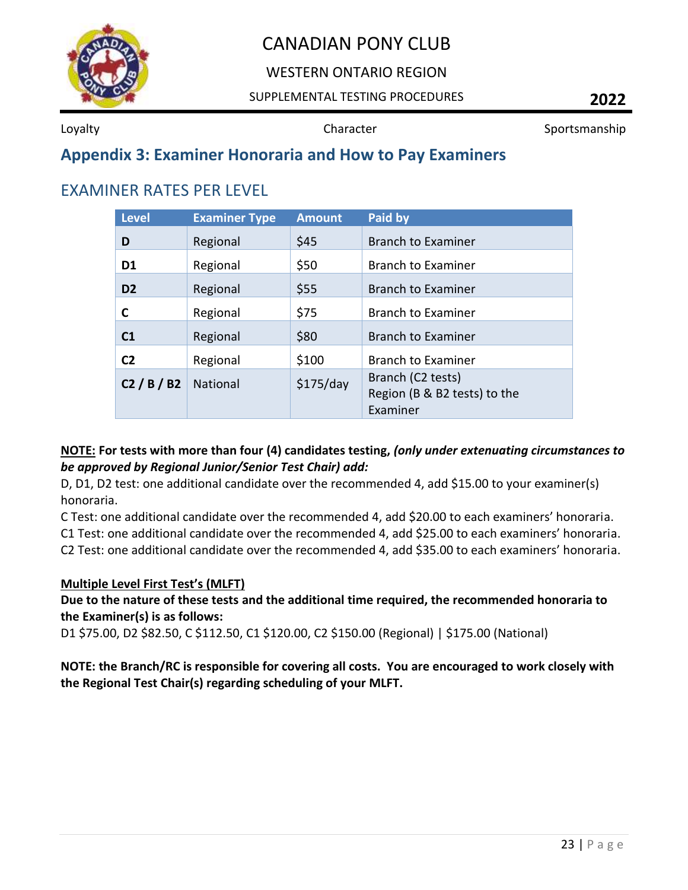## Appendix 3: Examiner Honoraria and How to Pay Examiners

### EXAMINER RATES PER LEVEL

| Level | Examiner Type | Amount | Paid by |
|---|---|---|---|
| **D** | Regional | $45 | Branch to Examiner |
| **D1** | Regional | $50 | Branch to Examiner |
| **D2** | Regional | $55 | Branch to Examiner |
| **C** | Regional | $75 | Branch to Examiner |
| **C1** | Regional | $80 | Branch to Examiner |
| **C2** | Regional | $100 | Branch to Examiner |
| **C2 / B / B2** | National | $175/day | Branch (C2 tests) Region (B & B2 tests) to the Examiner |

<u>**NOTE:**</u> **For tests with more than four (4) candidates testing,** ***(only under extenuating circumstances to be approved by Regional Junior/Senior Test Chair) add:***
D, D1, D2 test: one additional candidate over the recommended 4, add $15.00 to your examiner(s) honoraria.
C Test: one additional candidate over the recommended 4, add $20.00 to each examiners' honoraria.
C1 Test: one additional candidate over the recommended 4, add $25.00 to each examiners' honoraria.
C2 Test: one additional candidate over the recommended 4, add $35.00 to each examiners' honoraria.

<u>**Multiple Level First Test's (MLFT)**</u>
**Due to the nature of these tests and the additional time required, the recommended honoraria to the Examiner(s) is as follows:**
D1 $75.00, D2 $82.50, C $112.50, C1 $120.00, C2 $150.00 (Regional) | $175.00 (National)

**NOTE: the Branch/RC is responsible for covering all costs. You are encouraged to work closely with the Regional Test Chair(s) regarding scheduling of your MLFT.**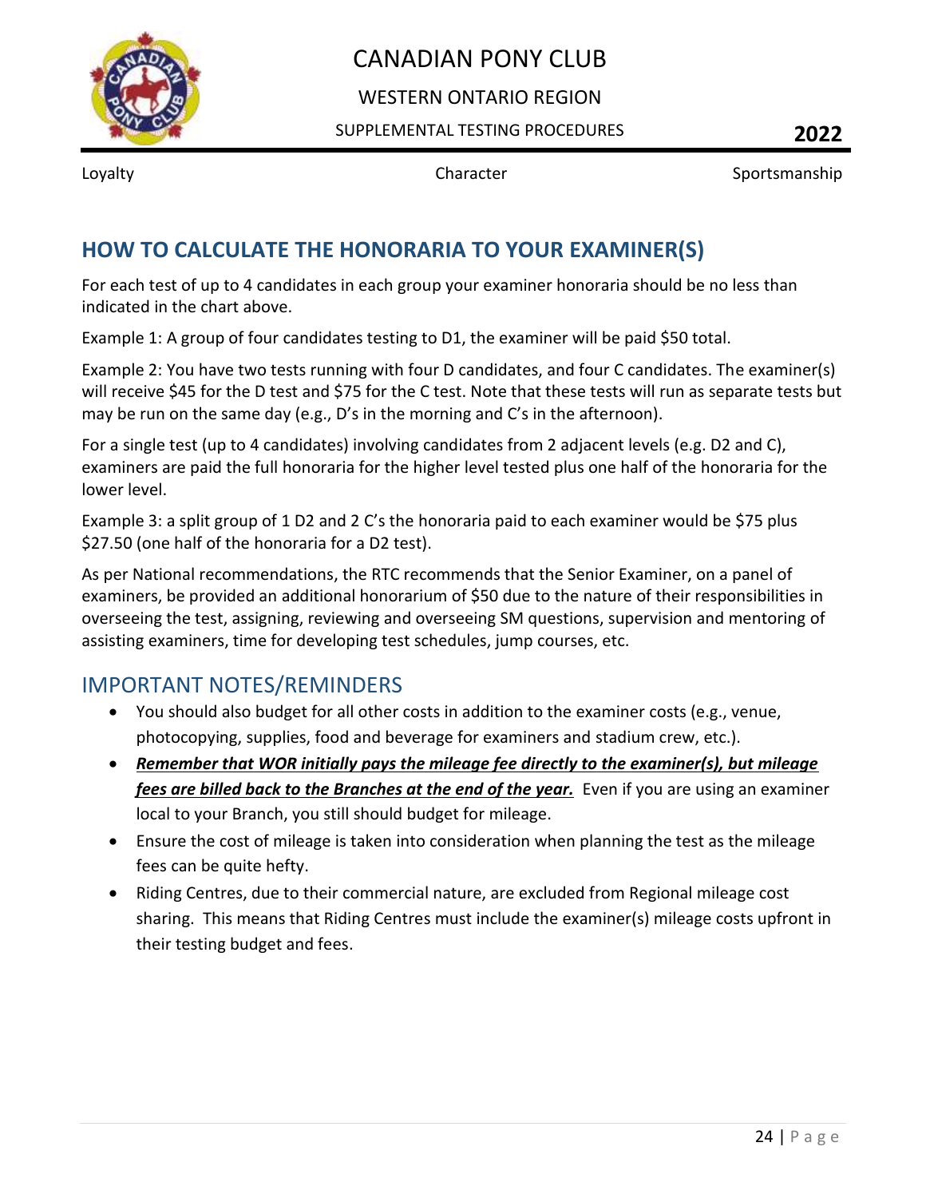## HOW TO CALCULATE THE HONORARIA TO YOUR EXAMINER(S)

For each test of up to 4 candidates in each group your examiner honoraria should be no less than indicated in the chart above.

Example 1: A group of four candidates testing to D1, the examiner will be paid $50 total.

Example 2: You have two tests running with four D candidates, and four C candidates. The examiner(s) will receive $45 for the D test and $75 for the C test. Note that these tests will run as separate tests but may be run on the same day (e.g., D's in the morning and C's in the afternoon).

For a single test (up to 4 candidates) involving candidates from 2 adjacent levels (e.g. D2 and C), examiners are paid the full honoraria for the higher level tested plus one half of the honoraria for the lower level.

Example 3: a split group of 1 D2 and 2 C's the honoraria paid to each examiner would be $75 plus $27.50 (one half of the honoraria for a D2 test).

As per National recommendations, the RTC recommends that the Senior Examiner, on a panel of examiners, be provided an additional honorarium of $50 due to the nature of their responsibilities in overseeing the test, assigning, reviewing and overseeing SM questions, supervision and mentoring of assisting examiners, time for developing test schedules, jump courses, etc.

## IMPORTANT NOTES/REMINDERS

- You should also budget for all other costs in addition to the examiner costs (e.g., venue, photocopying, supplies, food and beverage for examiners and stadium crew, etc.).
- ***Remember that WOR initially pays the mileage fee directly to the examiner(s), but mileage fees are billed back to the Branches at the end of the year.*** Even if you are using an examiner local to your Branch, you still should budget for mileage.
- Ensure the cost of mileage is taken into consideration when planning the test as the mileage fees can be quite hefty.
- Riding Centres, due to their commercial nature, are excluded from Regional mileage cost sharing. This means that Riding Centres must include the examiner(s) mileage costs upfront in their testing budget and fees.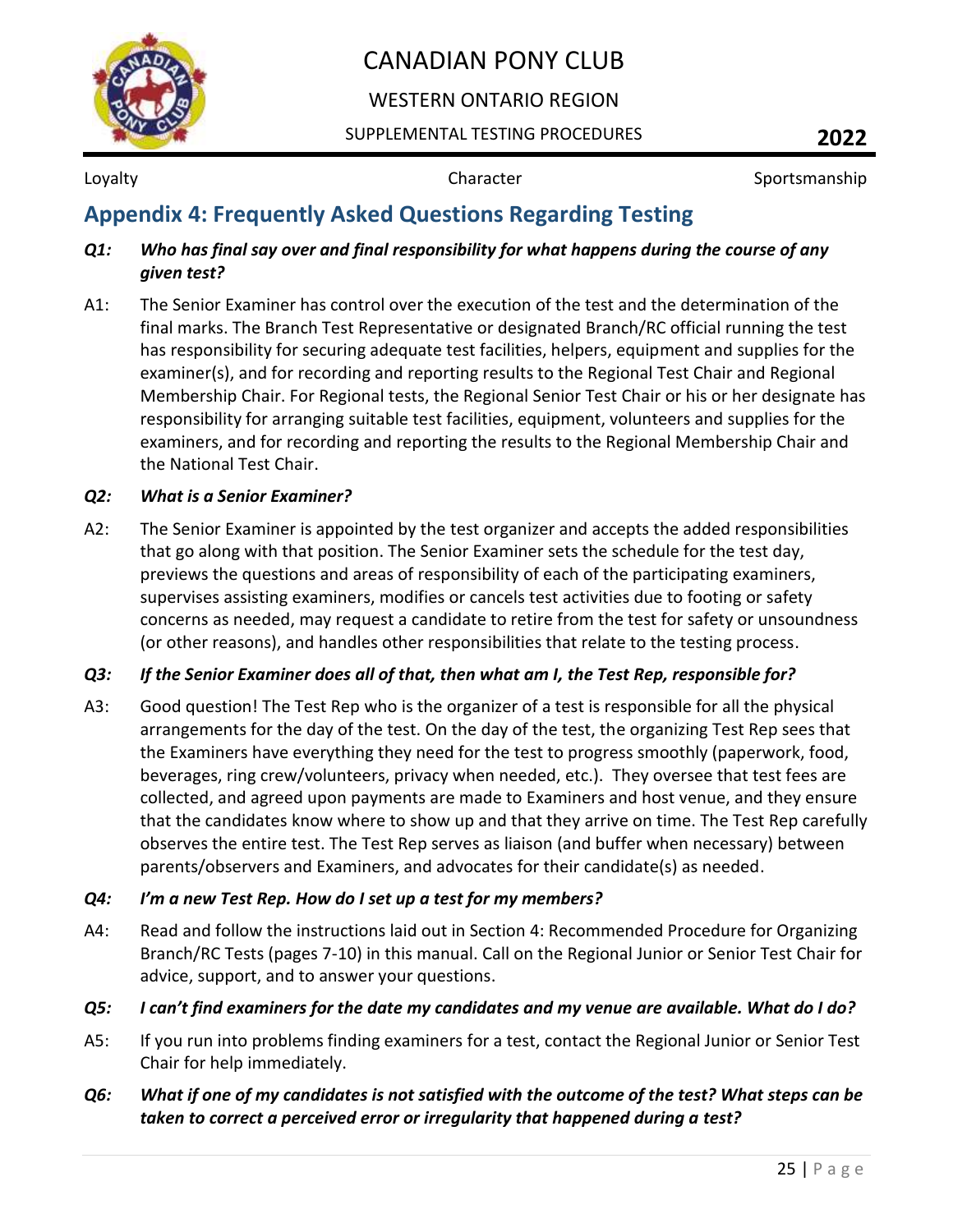## Appendix 4: Frequently Asked Questions Regarding Testing

***Q1: Who has final say over and final responsibility for what happens during the course of any given test?***

A1: The Senior Examiner has control over the execution of the test and the determination of the final marks. The Branch Test Representative or designated Branch/RC official running the test has responsibility for securing adequate test facilities, helpers, equipment and supplies for the examiner(s), and for recording and reporting results to the Regional Test Chair and Regional Membership Chair. For Regional tests, the Regional Senior Test Chair or his or her designate has responsibility for arranging suitable test facilities, equipment, volunteers and supplies for the examiners, and for recording and reporting the results to the Regional Membership Chair and the National Test Chair.

***Q2: What is a Senior Examiner?***

A2: The Senior Examiner is appointed by the test organizer and accepts the added responsibilities that go along with that position. The Senior Examiner sets the schedule for the test day, previews the questions and areas of responsibility of each of the participating examiners, supervises assisting examiners, modifies or cancels test activities due to footing or safety concerns as needed, may request a candidate to retire from the test for safety or unsoundness (or other reasons), and handles other responsibilities that relate to the testing process.

***Q3: If the Senior Examiner does all of that, then what am I, the Test Rep, responsible for?***

A3: Good question! The Test Rep who is the organizer of a test is responsible for all the physical arrangements for the day of the test. On the day of the test, the organizing Test Rep sees that the Examiners have everything they need for the test to progress smoothly (paperwork, food, beverages, ring crew/volunteers, privacy when needed, etc.). They oversee that test fees are collected, and agreed upon payments are made to Examiners and host venue, and they ensure that the candidates know where to show up and that they arrive on time. The Test Rep carefully observes the entire test. The Test Rep serves as liaison (and buffer when necessary) between parents/observers and Examiners, and advocates for their candidate(s) as needed.

***Q4: I'm a new Test Rep. How do I set up a test for my members?***

A4: Read and follow the instructions laid out in Section 4: Recommended Procedure for Organizing Branch/RC Tests (pages 7-10) in this manual. Call on the Regional Junior or Senior Test Chair for advice, support, and to answer your questions.

***Q5: I can't find examiners for the date my candidates and my venue are available. What do I do?***

A5: If you run into problems finding examiners for a test, contact the Regional Junior or Senior Test Chair for help immediately.

***Q6: What if one of my candidates is not satisfied with the outcome of the test? What steps can be taken to correct a perceived error or irregularity that happened during a test?***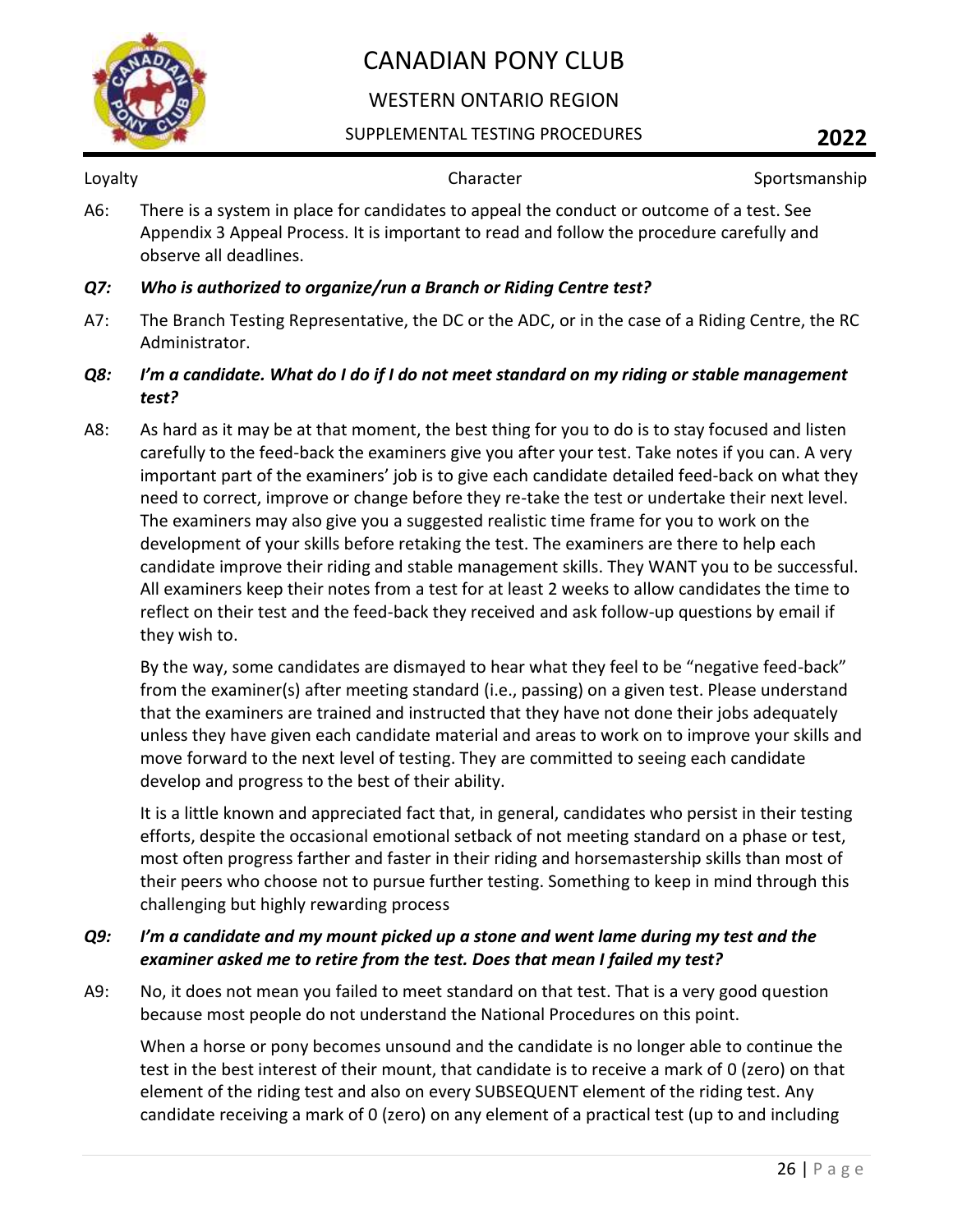A6: There is a system in place for candidates to appeal the conduct or outcome of a test. See Appendix 3 Appeal Process. It is important to read and follow the procedure carefully and observe all deadlines.

***Q7: Who is authorized to organize/run a Branch or Riding Centre test?***

A7: The Branch Testing Representative, the DC or the ADC, or in the case of a Riding Centre, the RC Administrator.

***Q8: I'm a candidate. What do I do if I do not meet standard on my riding or stable management test?***

A8: As hard as it may be at that moment, the best thing for you to do is to stay focused and listen carefully to the feed-back the examiners give you after your test. Take notes if you can. A very important part of the examiners' job is to give each candidate detailed feed-back on what they need to correct, improve or change before they re-take the test or undertake their next level. The examiners may also give you a suggested realistic time frame for you to work on the development of your skills before retaking the test. The examiners are there to help each candidate improve their riding and stable management skills. They WANT you to be successful. All examiners keep their notes from a test for at least 2 weeks to allow candidates the time to reflect on their test and the feed-back they received and ask follow-up questions by email if they wish to.

By the way, some candidates are dismayed to hear what they feel to be "negative feed-back" from the examiner(s) after meeting standard (i.e., passing) on a given test. Please understand that the examiners are trained and instructed that they have not done their jobs adequately unless they have given each candidate material and areas to work on to improve your skills and move forward to the next level of testing. They are committed to seeing each candidate develop and progress to the best of their ability.

It is a little known and appreciated fact that, in general, candidates who persist in their testing efforts, despite the occasional emotional setback of not meeting standard on a phase or test, most often progress farther and faster in their riding and horsemastership skills than most of their peers who choose not to pursue further testing. Something to keep in mind through this challenging but highly rewarding process

***Q9: I'm a candidate and my mount picked up a stone and went lame during my test and the examiner asked me to retire from the test. Does that mean I failed my test?***

A9: No, it does not mean you failed to meet standard on that test. That is a very good question because most people do not understand the National Procedures on this point.

When a horse or pony becomes unsound and the candidate is no longer able to continue the test in the best interest of their mount, that candidate is to receive a mark of 0 (zero) on that element of the riding test and also on every SUBSEQUENT element of the riding test. Any candidate receiving a mark of 0 (zero) on any element of a practical test (up to and including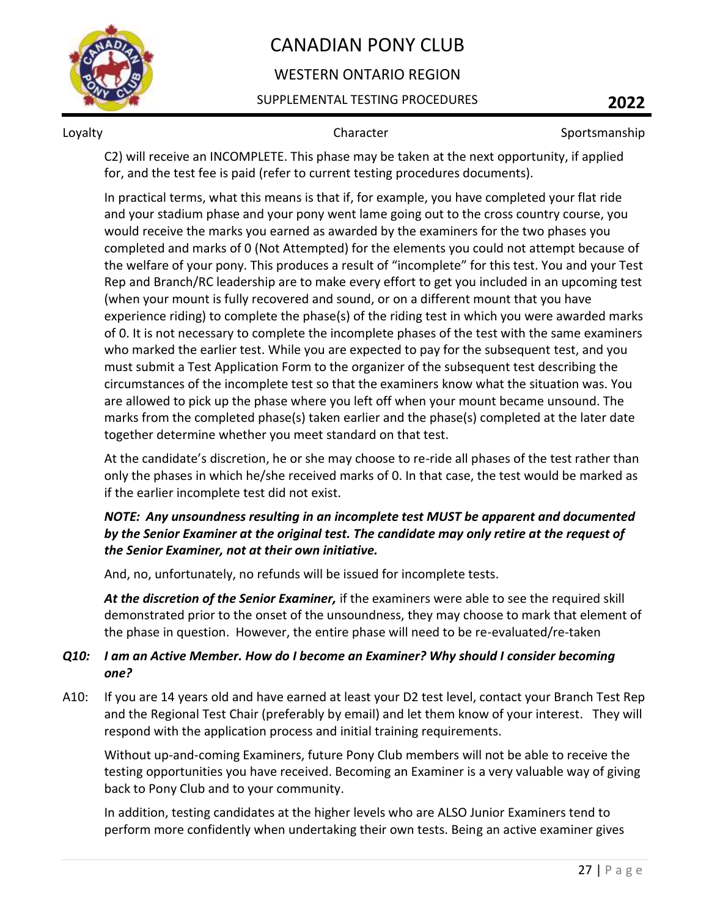C2) will receive an INCOMPLETE. This phase may be taken at the next opportunity, if applied for, and the test fee is paid (refer to current testing procedures documents).

In practical terms, what this means is that if, for example, you have completed your flat ride and your stadium phase and your pony went lame going out to the cross country course, you would receive the marks you earned as awarded by the examiners for the two phases you completed and marks of 0 (Not Attempted) for the elements you could not attempt because of the welfare of your pony. This produces a result of "incomplete" for this test. You and your Test Rep and Branch/RC leadership are to make every effort to get you included in an upcoming test (when your mount is fully recovered and sound, or on a different mount that you have experience riding) to complete the phase(s) of the riding test in which you were awarded marks of 0. It is not necessary to complete the incomplete phases of the test with the same examiners who marked the earlier test. While you are expected to pay for the subsequent test, and you must submit a Test Application Form to the organizer of the subsequent test describing the circumstances of the incomplete test so that the examiners know what the situation was. You are allowed to pick up the phase where you left off when your mount became unsound. The marks from the completed phase(s) taken earlier and the phase(s) completed at the later date together determine whether you meet standard on that test.

At the candidate's discretion, he or she may choose to re-ride all phases of the test rather than only the phases in which he/she received marks of 0. In that case, the test would be marked as if the earlier incomplete test did not exist.

***NOTE: Any unsoundness resulting in an incomplete test MUST be apparent and documented by the Senior Examiner at the original test. The candidate may only retire at the request of the Senior Examiner, not at their own initiative.***

And, no, unfortunately, no refunds will be issued for incomplete tests.

***At the discretion of the Senior Examiner,*** if the examiners were able to see the required skill demonstrated prior to the onset of the unsoundness, they may choose to mark that element of the phase in question. However, the entire phase will need to be re-evaluated/re-taken

***Q10: I am an Active Member. How do I become an Examiner? Why should I consider becoming one?***

A10: If you are 14 years old and have earned at least your D2 test level, contact your Branch Test Rep and the Regional Test Chair (preferably by email) and let them know of your interest. They will respond with the application process and initial training requirements.

Without up-and-coming Examiners, future Pony Club members will not be able to receive the testing opportunities you have received. Becoming an Examiner is a very valuable way of giving back to Pony Club and to your community.

In addition, testing candidates at the higher levels who are ALSO Junior Examiners tend to perform more confidently when undertaking their own tests. Being an active examiner gives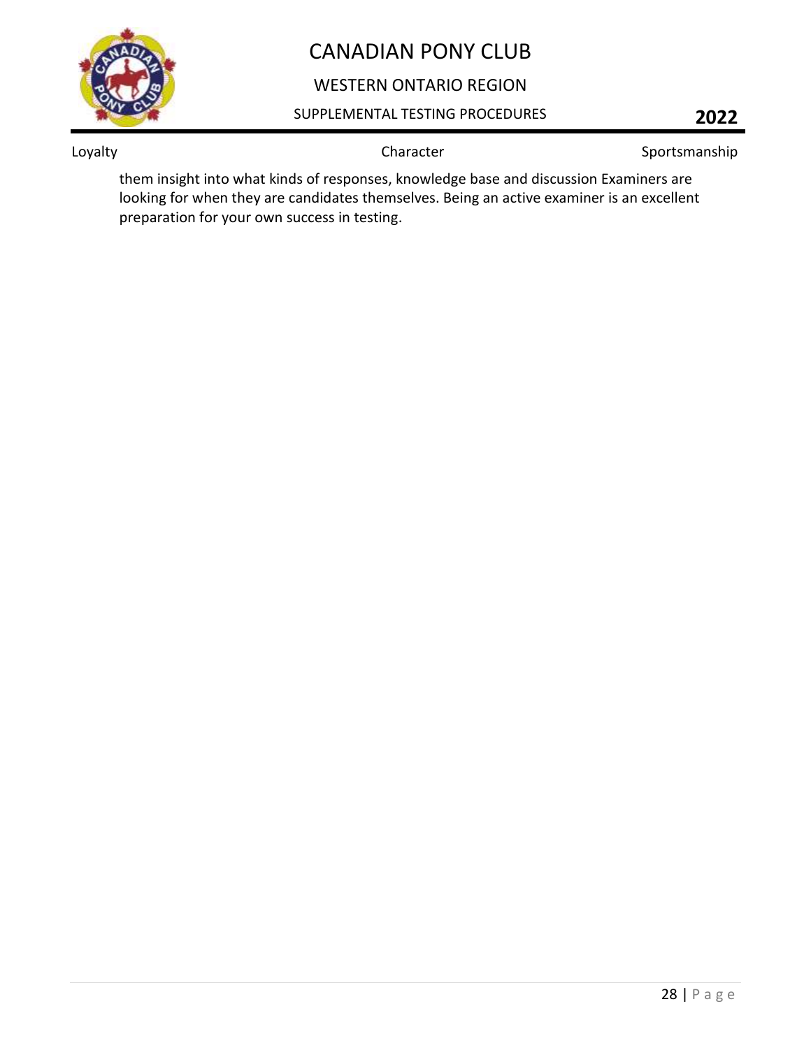them insight into what kinds of responses, knowledge base and discussion Examiners are looking for when they are candidates themselves. Being an active examiner is an excellent preparation for your own success in testing.